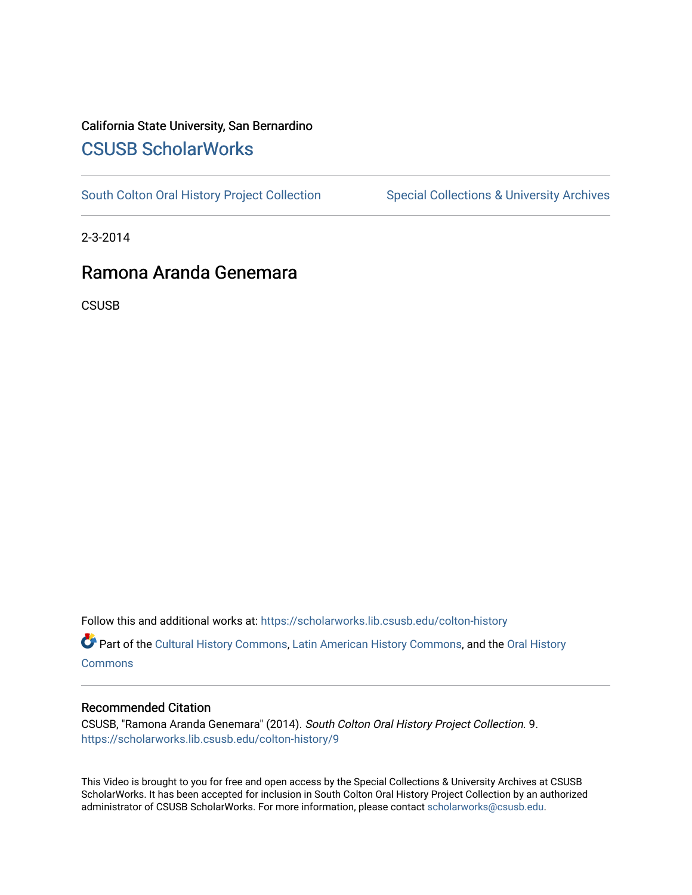California State University, San Bernardino

# CSUSB ScholarWorks

South Colton Oral History Project Collection | Special Collections & University Archives

2-3-2014

## Ramona Aranda Genemara

CSUSB

Follow this and additional works at: https://scholarworks.lib.csusb.edu/colton-history

Part of the Cultural History Commons, Latin American History Commons, and the Oral History Commons

### Recommended Citation

CSUSB, "Ramona Aranda Genemara" (2014). *South Colton Oral History Project Collection*. 9.
https://scholarworks.lib.csusb.edu/colton-history/9

This Video is brought to you for free and open access by the Special Collections & University Archives at CSUSB ScholarWorks. It has been accepted for inclusion in South Colton Oral History Project Collection by an authorized administrator of CSUSB ScholarWorks. For more information, please contact scholarworks@csusb.edu.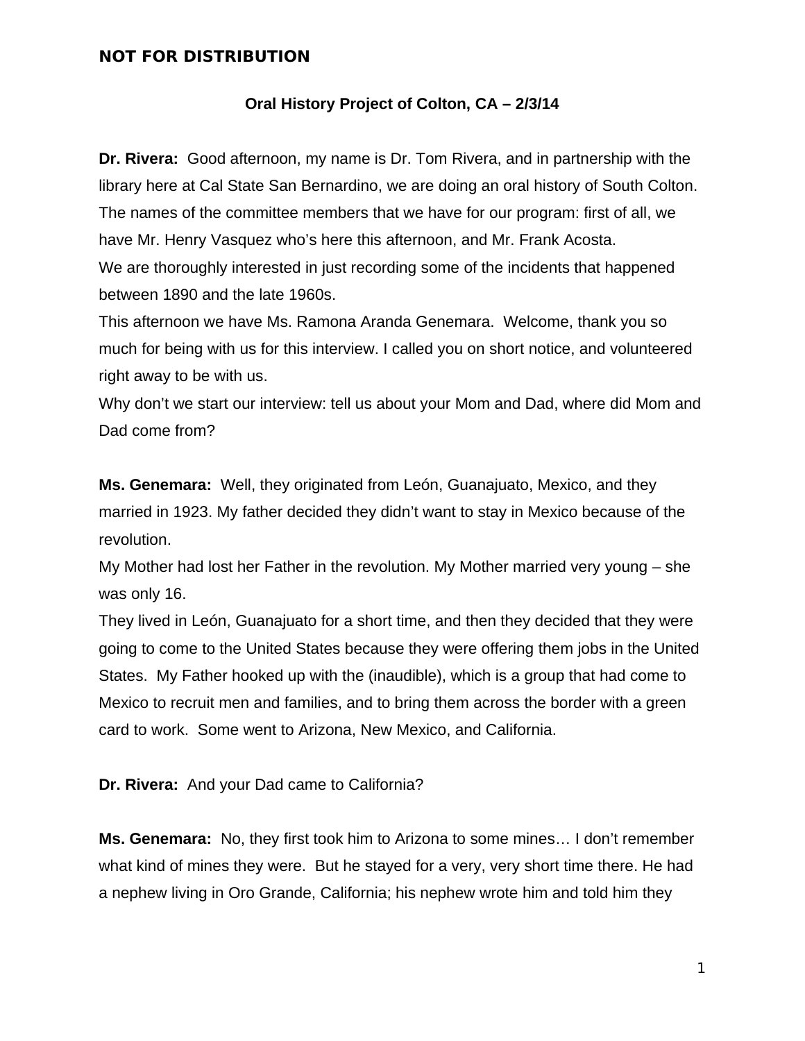**NOT FOR DISTRIBUTION**

**Oral History Project of Colton, CA – 2/3/14**

**Dr. Rivera:** Good afternoon, my name is Dr. Tom Rivera, and in partnership with the library here at Cal State San Bernardino, we are doing an oral history of South Colton. The names of the committee members that we have for our program: first of all, we have Mr. Henry Vasquez who's here this afternoon, and Mr. Frank Acosta.
We are thoroughly interested in just recording some of the incidents that happened between 1890 and the late 1960s.
This afternoon we have Ms. Ramona Aranda Genemara. Welcome, thank you so much for being with us for this interview. I called you on short notice, and volunteered right away to be with us.
Why don't we start our interview: tell us about your Mom and Dad, where did Mom and Dad come from?

**Ms. Genemara:** Well, they originated from León, Guanajuato, Mexico, and they married in 1923. My father decided they didn't want to stay in Mexico because of the revolution.
My Mother had lost her Father in the revolution. My Mother married very young – she was only 16.
They lived in León, Guanajuato for a short time, and then they decided that they were going to come to the United States because they were offering them jobs in the United States. My Father hooked up with the (inaudible), which is a group that had come to Mexico to recruit men and families, and to bring them across the border with a green card to work. Some went to Arizona, New Mexico, and California.

**Dr. Rivera:** And your Dad came to California?

**Ms. Genemara:** No, they first took him to Arizona to some mines… I don't remember what kind of mines they were. But he stayed for a very, very short time there. He had a nephew living in Oro Grande, California; his nephew wrote him and told him they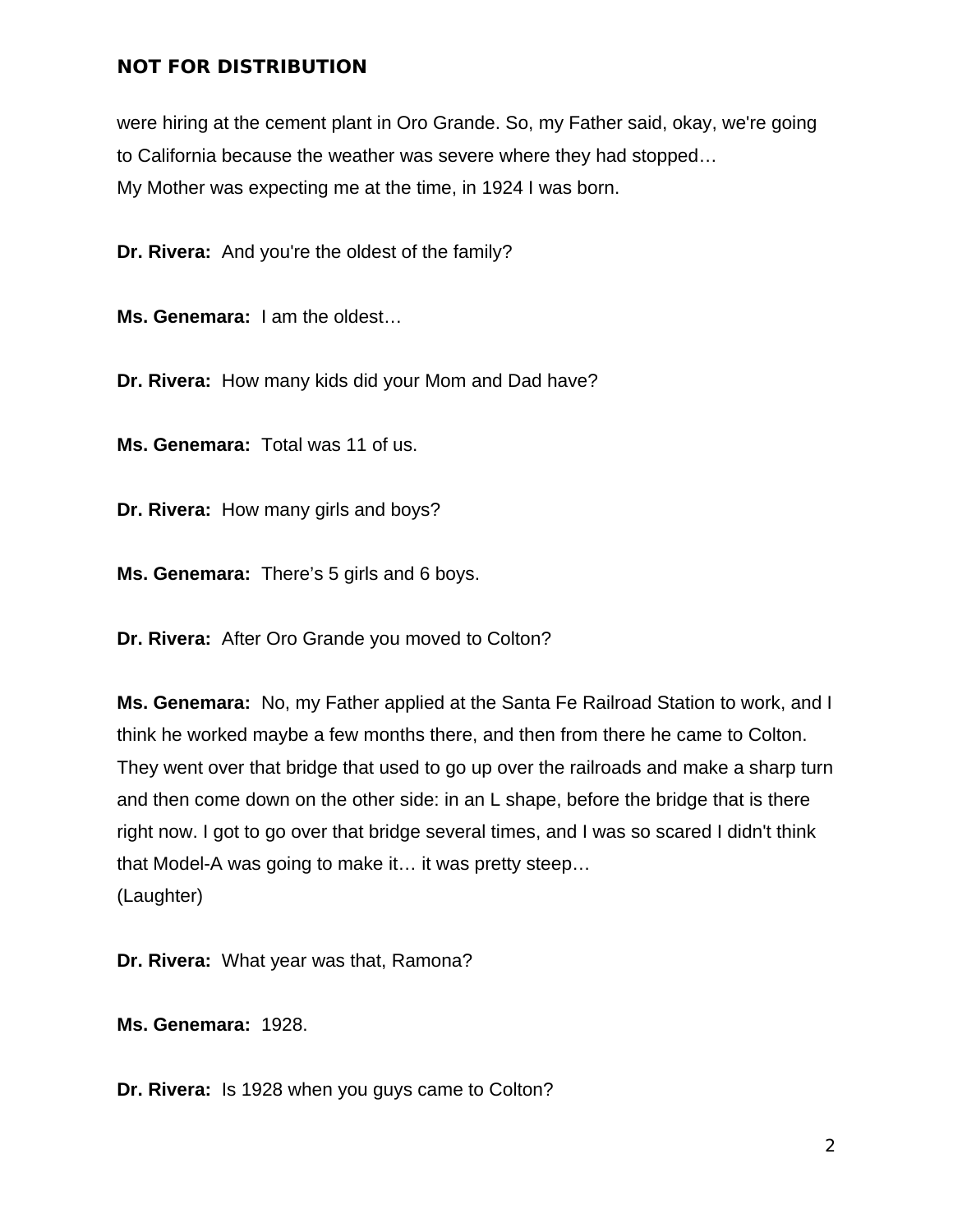were hiring at the cement plant in Oro Grande. So, my Father said, okay, we're going to California because the weather was severe where they had stopped…
My Mother was expecting me at the time, in 1924 I was born.

**Dr. Rivera:** And you're the oldest of the family?

**Ms. Genemara:** I am the oldest…

**Dr. Rivera:** How many kids did your Mom and Dad have?

**Ms. Genemara:** Total was 11 of us.

**Dr. Rivera:** How many girls and boys?

**Ms. Genemara:** There's 5 girls and 6 boys.

**Dr. Rivera:** After Oro Grande you moved to Colton?

**Ms. Genemara:** No, my Father applied at the Santa Fe Railroad Station to work, and I think he worked maybe a few months there, and then from there he came to Colton. They went over that bridge that used to go up over the railroads and make a sharp turn and then come down on the other side: in an L shape, before the bridge that is there right now. I got to go over that bridge several times, and I was so scared I didn't think that Model-A was going to make it… it was pretty steep…
(Laughter)

**Dr. Rivera:** What year was that, Ramona?

**Ms. Genemara:** 1928.

**Dr. Rivera:** Is 1928 when you guys came to Colton?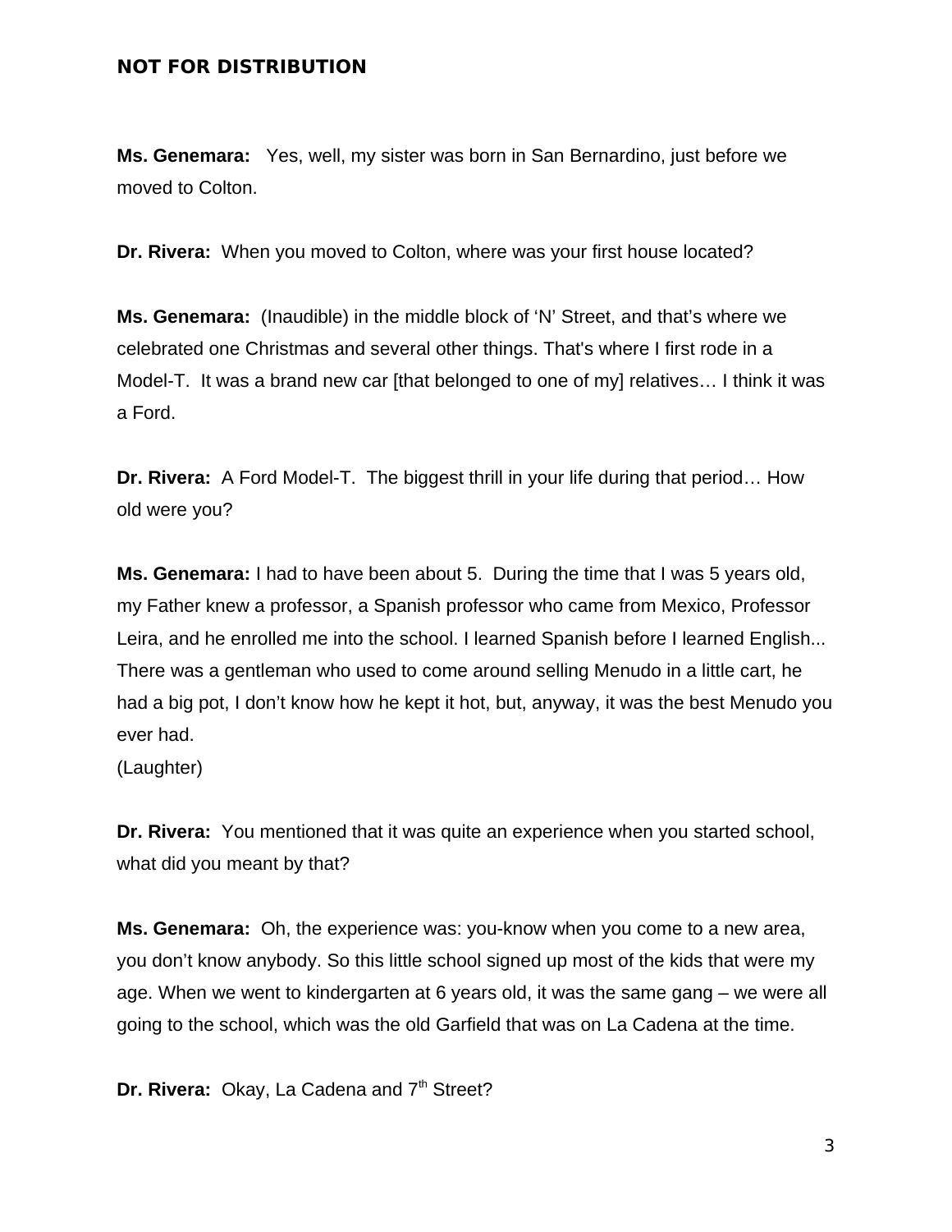**Ms. Genemara:** Yes, well, my sister was born in San Bernardino, just before we moved to Colton.

**Dr. Rivera:** When you moved to Colton, where was your first house located?

**Ms. Genemara:** (Inaudible) in the middle block of 'N' Street, and that's where we celebrated one Christmas and several other things. That's where I first rode in a Model-T. It was a brand new car [that belonged to one of my] relatives… I think it was a Ford.

**Dr. Rivera:** A Ford Model-T. The biggest thrill in your life during that period… How old were you?

**Ms. Genemara:** I had to have been about 5. During the time that I was 5 years old, my Father knew a professor, a Spanish professor who came from Mexico, Professor Leira, and he enrolled me into the school. I learned Spanish before I learned English... There was a gentleman who used to come around selling Menudo in a little cart, he had a big pot, I don't know how he kept it hot, but, anyway, it was the best Menudo you ever had.
(Laughter)

**Dr. Rivera:** You mentioned that it was quite an experience when you started school, what did you meant by that?

**Ms. Genemara:** Oh, the experience was: you-know when you come to a new area, you don't know anybody. So this little school signed up most of the kids that were my age. When we went to kindergarten at 6 years old, it was the same gang – we were all going to the school, which was the old Garfield that was on La Cadena at the time.

**Dr. Rivera:** Okay, La Cadena and 7th Street?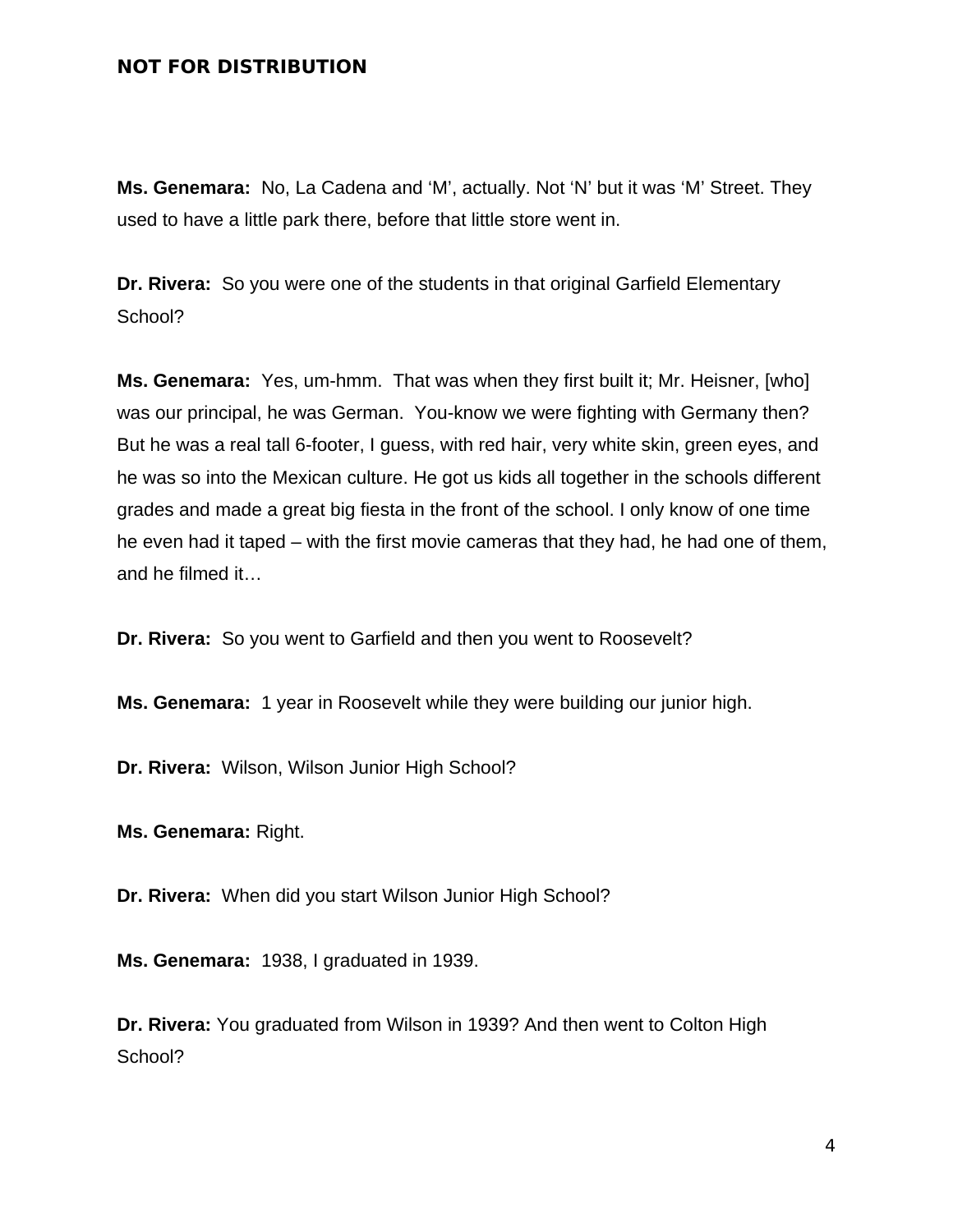**Ms. Genemara:** No, La Cadena and 'M', actually. Not 'N' but it was 'M' Street. They used to have a little park there, before that little store went in.

**Dr. Rivera:** So you were one of the students in that original Garfield Elementary School?

**Ms. Genemara:** Yes, um-hmm. That was when they first built it; Mr. Heisner, [who] was our principal, he was German. You-know we were fighting with Germany then? But he was a real tall 6-footer, I guess, with red hair, very white skin, green eyes, and he was so into the Mexican culture. He got us kids all together in the schools different grades and made a great big fiesta in the front of the school. I only know of one time he even had it taped – with the first movie cameras that they had, he had one of them, and he filmed it…

**Dr. Rivera:** So you went to Garfield and then you went to Roosevelt?

**Ms. Genemara:** 1 year in Roosevelt while they were building our junior high.

**Dr. Rivera:** Wilson, Wilson Junior High School?

**Ms. Genemara:** Right.

**Dr. Rivera:** When did you start Wilson Junior High School?

**Ms. Genemara:** 1938, I graduated in 1939.

**Dr. Rivera:** You graduated from Wilson in 1939? And then went to Colton High School?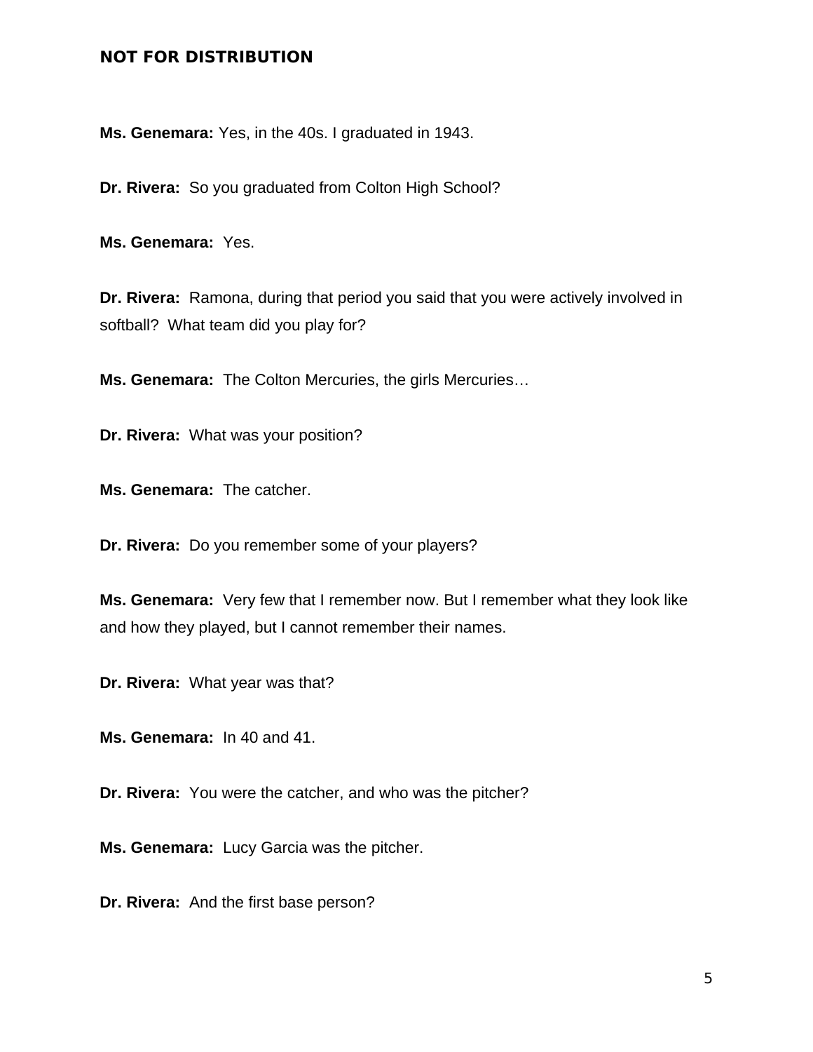**NOT FOR DISTRIBUTION**

**Ms. Genemara:** Yes, in the 40s. I graduated in 1943.

**Dr. Rivera:** So you graduated from Colton High School?

**Ms. Genemara:** Yes.

**Dr. Rivera:** Ramona, during that period you said that you were actively involved in softball? What team did you play for?

**Ms. Genemara:** The Colton Mercuries, the girls Mercuries…

**Dr. Rivera:** What was your position?

**Ms. Genemara:** The catcher.

**Dr. Rivera:** Do you remember some of your players?

**Ms. Genemara:** Very few that I remember now. But I remember what they look like and how they played, but I cannot remember their names.

**Dr. Rivera:** What year was that?

**Ms. Genemara:** In 40 and 41.

**Dr. Rivera:** You were the catcher, and who was the pitcher?

**Ms. Genemara:** Lucy Garcia was the pitcher.

**Dr. Rivera:** And the first base person?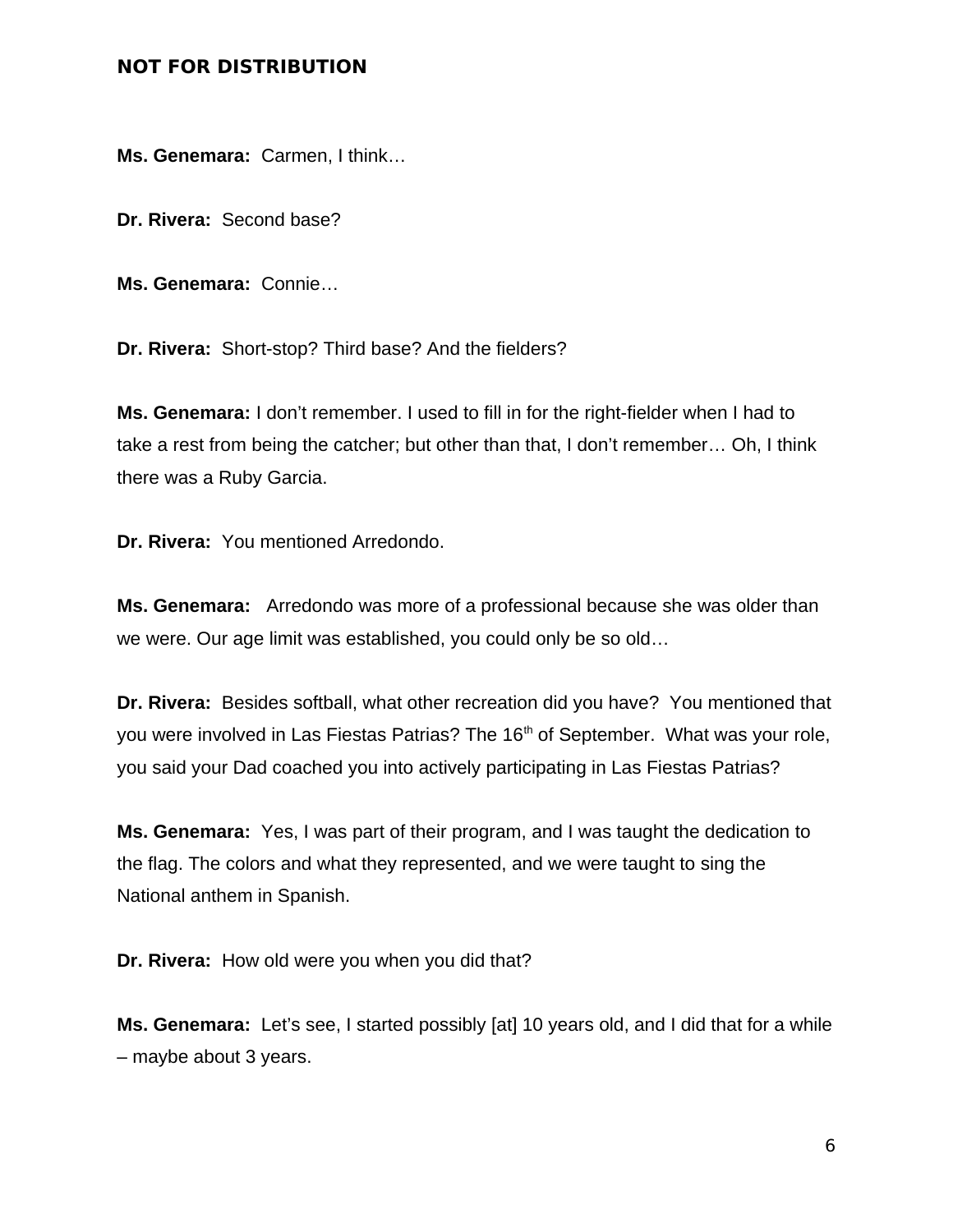**Ms. Genemara:** Carmen, I think…

**Dr. Rivera:** Second base?

**Ms. Genemara:** Connie…

**Dr. Rivera:** Short-stop? Third base? And the fielders?

**Ms. Genemara:** I don't remember. I used to fill in for the right-fielder when I had to take a rest from being the catcher; but other than that, I don't remember… Oh, I think there was a Ruby Garcia.

**Dr. Rivera:** You mentioned Arredondo.

**Ms. Genemara:** Arredondo was more of a professional because she was older than we were. Our age limit was established, you could only be so old…

**Dr. Rivera:** Besides softball, what other recreation did you have? You mentioned that you were involved in Las Fiestas Patrias? The 16th of September. What was your role, you said your Dad coached you into actively participating in Las Fiestas Patrias?

**Ms. Genemara:** Yes, I was part of their program, and I was taught the dedication to the flag. The colors and what they represented, and we were taught to sing the National anthem in Spanish.

**Dr. Rivera:** How old were you when you did that?

**Ms. Genemara:** Let's see, I started possibly [at] 10 years old, and I did that for a while – maybe about 3 years.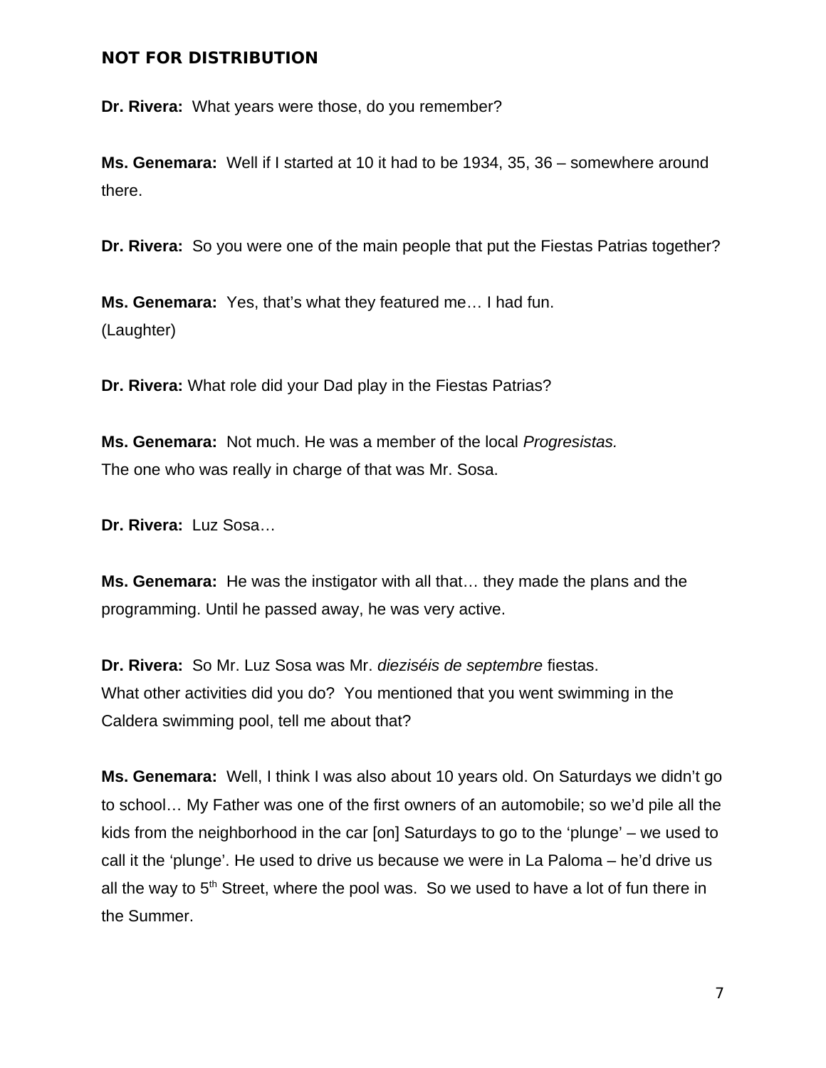**NOT FOR DISTRIBUTION**

**Dr. Rivera:** What years were those, do you remember?

**Ms. Genemara:** Well if I started at 10 it had to be 1934, 35, 36 – somewhere around there.

**Dr. Rivera:** So you were one of the main people that put the Fiestas Patrias together?

**Ms. Genemara:** Yes, that's what they featured me… I had fun.
(Laughter)

**Dr. Rivera:** What role did your Dad play in the Fiestas Patrias?

**Ms. Genemara:** Not much. He was a member of the local *Progresistas.*
The one who was really in charge of that was Mr. Sosa.

**Dr. Rivera:** Luz Sosa…

**Ms. Genemara:** He was the instigator with all that… they made the plans and the programming. Until he passed away, he was very active.

**Dr. Rivera:** So Mr. Luz Sosa was Mr. *dieziséis de septembre* fiestas.
What other activities did you do? You mentioned that you went swimming in the Caldera swimming pool, tell me about that?

**Ms. Genemara:** Well, I think I was also about 10 years old. On Saturdays we didn't go to school… My Father was one of the first owners of an automobile; so we'd pile all the kids from the neighborhood in the car [on] Saturdays to go to the 'plunge' – we used to call it the 'plunge'. He used to drive us because we were in La Paloma – he'd drive us all the way to 5th Street, where the pool was. So we used to have a lot of fun there in the Summer.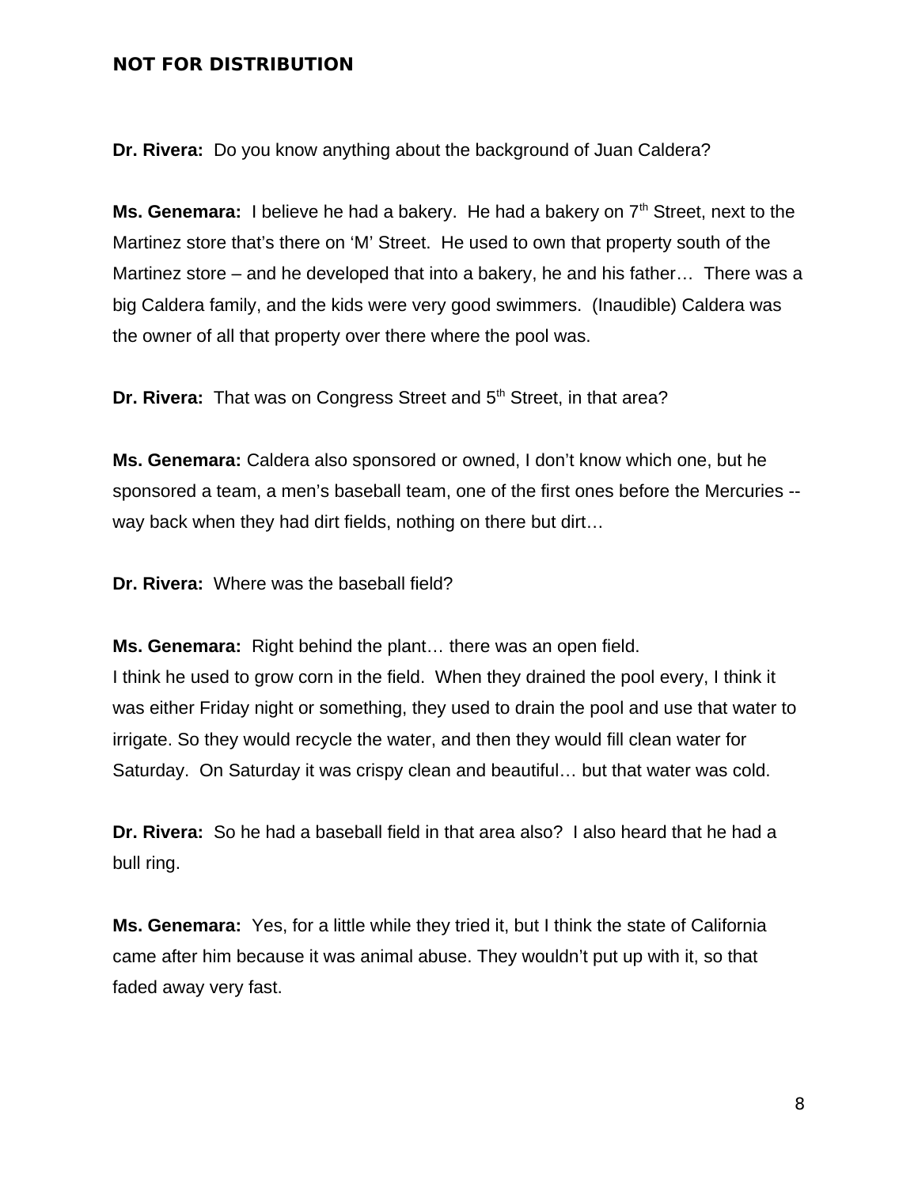**NOT FOR DISTRIBUTION**

**Dr. Rivera:** Do you know anything about the background of Juan Caldera?

**Ms. Genemara:** I believe he had a bakery. He had a bakery on 7th Street, next to the Martinez store that's there on 'M' Street. He used to own that property south of the Martinez store – and he developed that into a bakery, he and his father… There was a big Caldera family, and the kids were very good swimmers. (Inaudible) Caldera was the owner of all that property over there where the pool was.

**Dr. Rivera:** That was on Congress Street and 5th Street, in that area?

**Ms. Genemara:** Caldera also sponsored or owned, I don't know which one, but he sponsored a team, a men's baseball team, one of the first ones before the Mercuries -- way back when they had dirt fields, nothing on there but dirt…

**Dr. Rivera:** Where was the baseball field?

**Ms. Genemara:** Right behind the plant… there was an open field.
I think he used to grow corn in the field. When they drained the pool every, I think it was either Friday night or something, they used to drain the pool and use that water to irrigate. So they would recycle the water, and then they would fill clean water for Saturday. On Saturday it was crispy clean and beautiful… but that water was cold.

**Dr. Rivera:** So he had a baseball field in that area also? I also heard that he had a bull ring.

**Ms. Genemara:** Yes, for a little while they tried it, but I think the state of California came after him because it was animal abuse. They wouldn't put up with it, so that faded away very fast.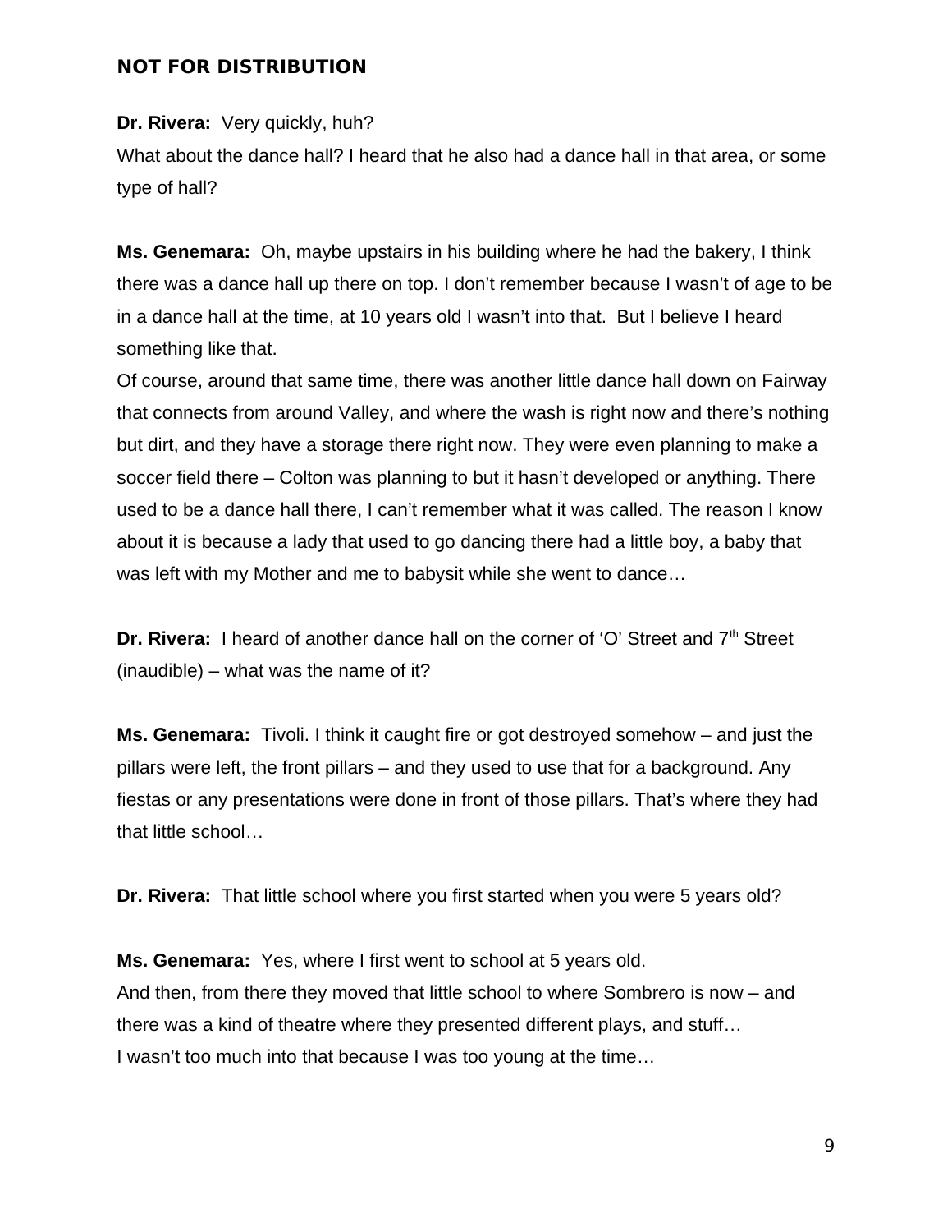**NOT FOR DISTRIBUTION**

**Dr. Rivera:** Very quickly, huh?
What about the dance hall? I heard that he also had a dance hall in that area, or some type of hall?

**Ms. Genemara:** Oh, maybe upstairs in his building where he had the bakery, I think there was a dance hall up there on top. I don't remember because I wasn't of age to be in a dance hall at the time, at 10 years old I wasn't into that. But I believe I heard something like that.
Of course, around that same time, there was another little dance hall down on Fairway that connects from around Valley, and where the wash is right now and there's nothing but dirt, and they have a storage there right now. They were even planning to make a soccer field there – Colton was planning to but it hasn't developed or anything. There used to be a dance hall there, I can't remember what it was called. The reason I know about it is because a lady that used to go dancing there had a little boy, a baby that was left with my Mother and me to babysit while she went to dance…

**Dr. Rivera:** I heard of another dance hall on the corner of 'O' Street and 7th Street (inaudible) – what was the name of it?

**Ms. Genemara:** Tivoli. I think it caught fire or got destroyed somehow – and just the pillars were left, the front pillars – and they used to use that for a background. Any fiestas or any presentations were done in front of those pillars. That's where they had that little school…

**Dr. Rivera:** That little school where you first started when you were 5 years old?

**Ms. Genemara:** Yes, where I first went to school at 5 years old.
And then, from there they moved that little school to where Sombrero is now – and there was a kind of theatre where they presented different plays, and stuff…
I wasn't too much into that because I was too young at the time…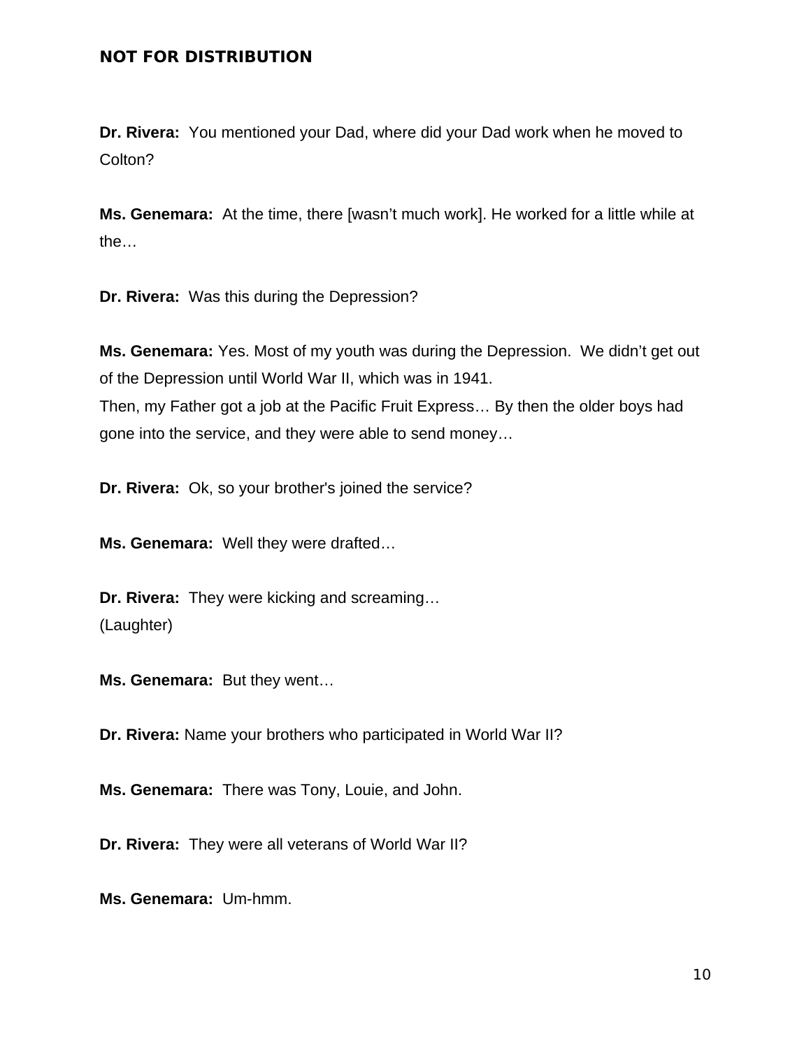**NOT FOR DISTRIBUTION**

**Dr. Rivera:** You mentioned your Dad, where did your Dad work when he moved to Colton?

**Ms. Genemara:** At the time, there [wasn't much work]. He worked for a little while at the…

**Dr. Rivera:** Was this during the Depression?

**Ms. Genemara:** Yes. Most of my youth was during the Depression. We didn't get out of the Depression until World War II, which was in 1941.
Then, my Father got a job at the Pacific Fruit Express… By then the older boys had gone into the service, and they were able to send money…

**Dr. Rivera:** Ok, so your brother's joined the service?

**Ms. Genemara:** Well they were drafted…

**Dr. Rivera:** They were kicking and screaming…
(Laughter)

**Ms. Genemara:** But they went…

**Dr. Rivera:** Name your brothers who participated in World War II?

**Ms. Genemara:** There was Tony, Louie, and John.

**Dr. Rivera:** They were all veterans of World War II?

**Ms. Genemara:** Um-hmm.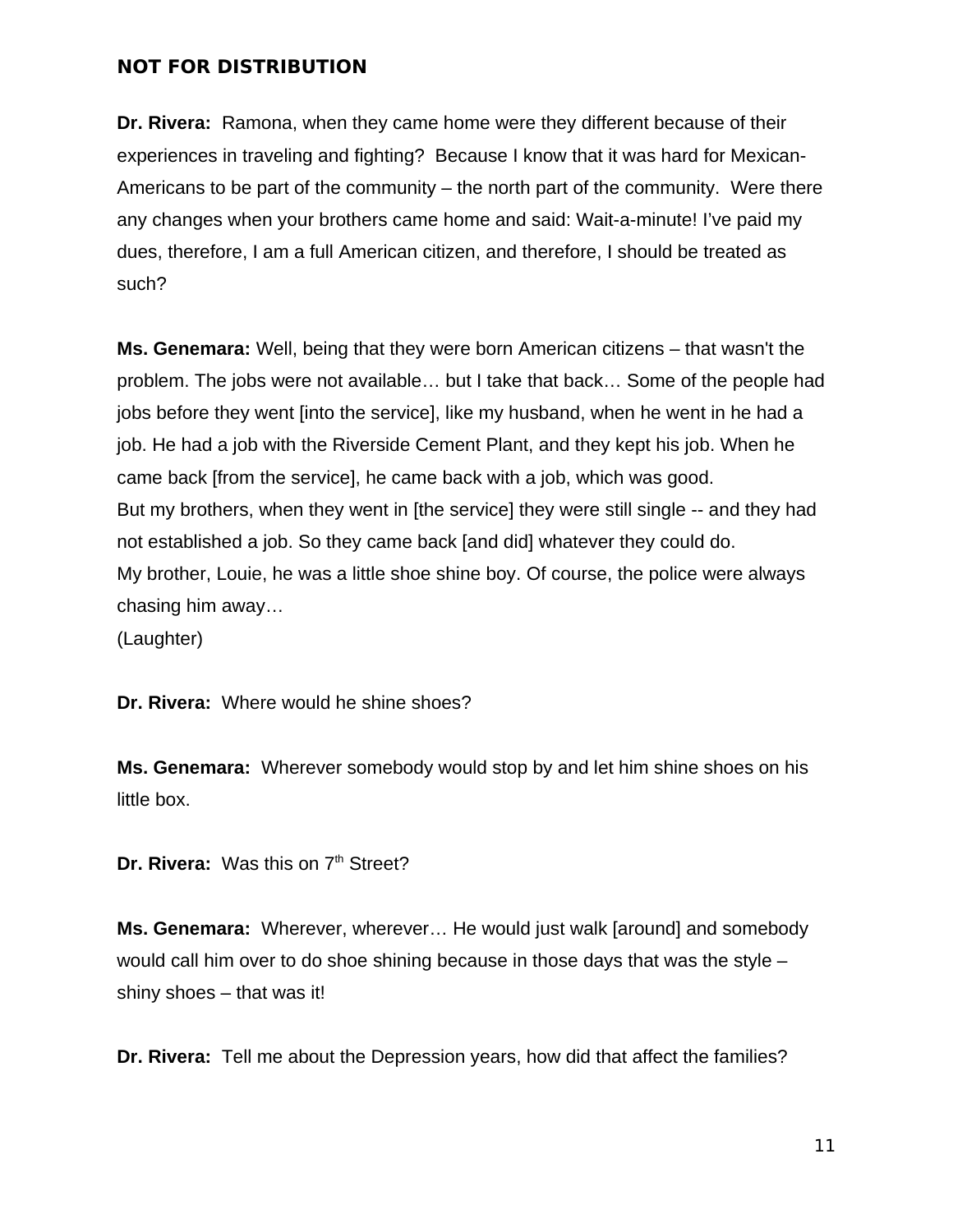**NOT FOR DISTRIBUTION**

**Dr. Rivera:** Ramona, when they came home were they different because of their experiences in traveling and fighting? Because I know that it was hard for Mexican-Americans to be part of the community – the north part of the community. Were there any changes when your brothers came home and said: Wait-a-minute! I've paid my dues, therefore, I am a full American citizen, and therefore, I should be treated as such?

**Ms. Genemara:** Well, being that they were born American citizens – that wasn't the problem. The jobs were not available… but I take that back… Some of the people had jobs before they went [into the service], like my husband, when he went in he had a job. He had a job with the Riverside Cement Plant, and they kept his job. When he came back [from the service], he came back with a job, which was good.
But my brothers, when they went in [the service] they were still single -- and they had not established a job. So they came back [and did] whatever they could do.
My brother, Louie, he was a little shoe shine boy. Of course, the police were always chasing him away…
(Laughter)

**Dr. Rivera:** Where would he shine shoes?

**Ms. Genemara:** Wherever somebody would stop by and let him shine shoes on his little box.

**Dr. Rivera:** Was this on 7th Street?

**Ms. Genemara:** Wherever, wherever… He would just walk [around] and somebody would call him over to do shoe shining because in those days that was the style – shiny shoes – that was it!

**Dr. Rivera:** Tell me about the Depression years, how did that affect the families?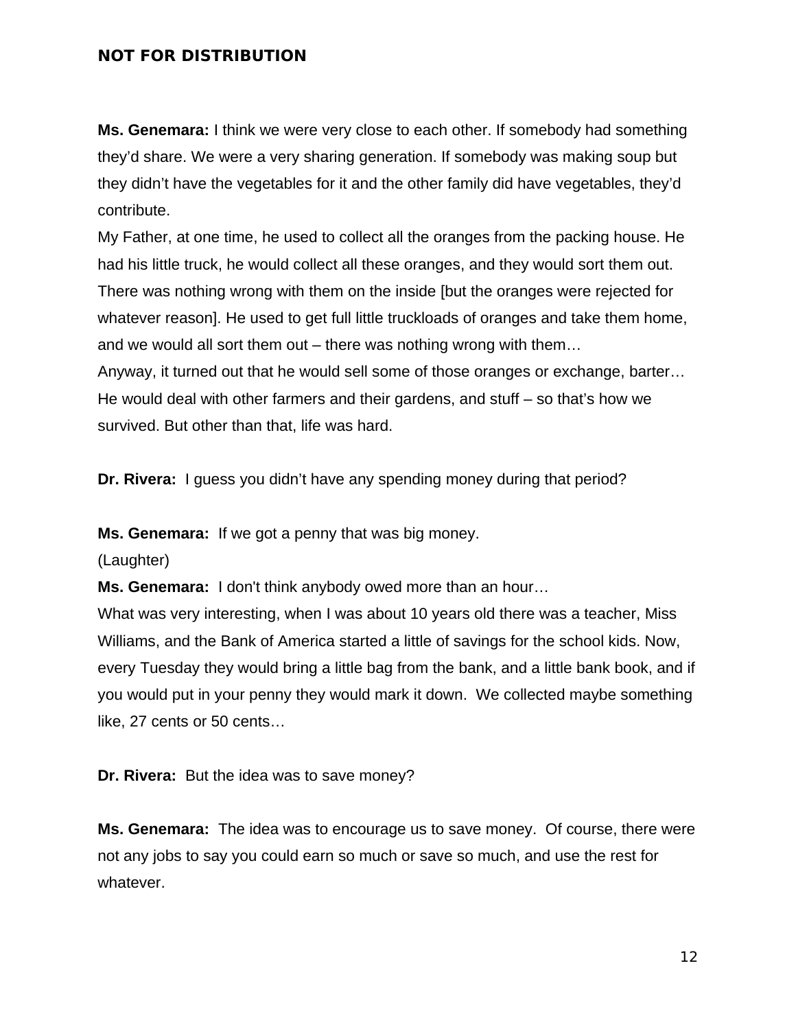**NOT FOR DISTRIBUTION**

**Ms. Genemara:** I think we were very close to each other. If somebody had something they'd share. We were a very sharing generation. If somebody was making soup but they didn't have the vegetables for it and the other family did have vegetables, they'd contribute.

My Father, at one time, he used to collect all the oranges from the packing house. He had his little truck, he would collect all these oranges, and they would sort them out. There was nothing wrong with them on the inside [but the oranges were rejected for whatever reason]. He used to get full little truckloads of oranges and take them home, and we would all sort them out – there was nothing wrong with them…

Anyway, it turned out that he would sell some of those oranges or exchange, barter… He would deal with other farmers and their gardens, and stuff – so that's how we survived. But other than that, life was hard.

**Dr. Rivera:** I guess you didn't have any spending money during that period?

**Ms. Genemara:** If we got a penny that was big money.

(Laughter)

**Ms. Genemara:** I don't think anybody owed more than an hour…

What was very interesting, when I was about 10 years old there was a teacher, Miss Williams, and the Bank of America started a little of savings for the school kids. Now, every Tuesday they would bring a little bag from the bank, and a little bank book, and if you would put in your penny they would mark it down. We collected maybe something like, 27 cents or 50 cents…

**Dr. Rivera:** But the idea was to save money?

**Ms. Genemara:** The idea was to encourage us to save money. Of course, there were not any jobs to say you could earn so much or save so much, and use the rest for whatever.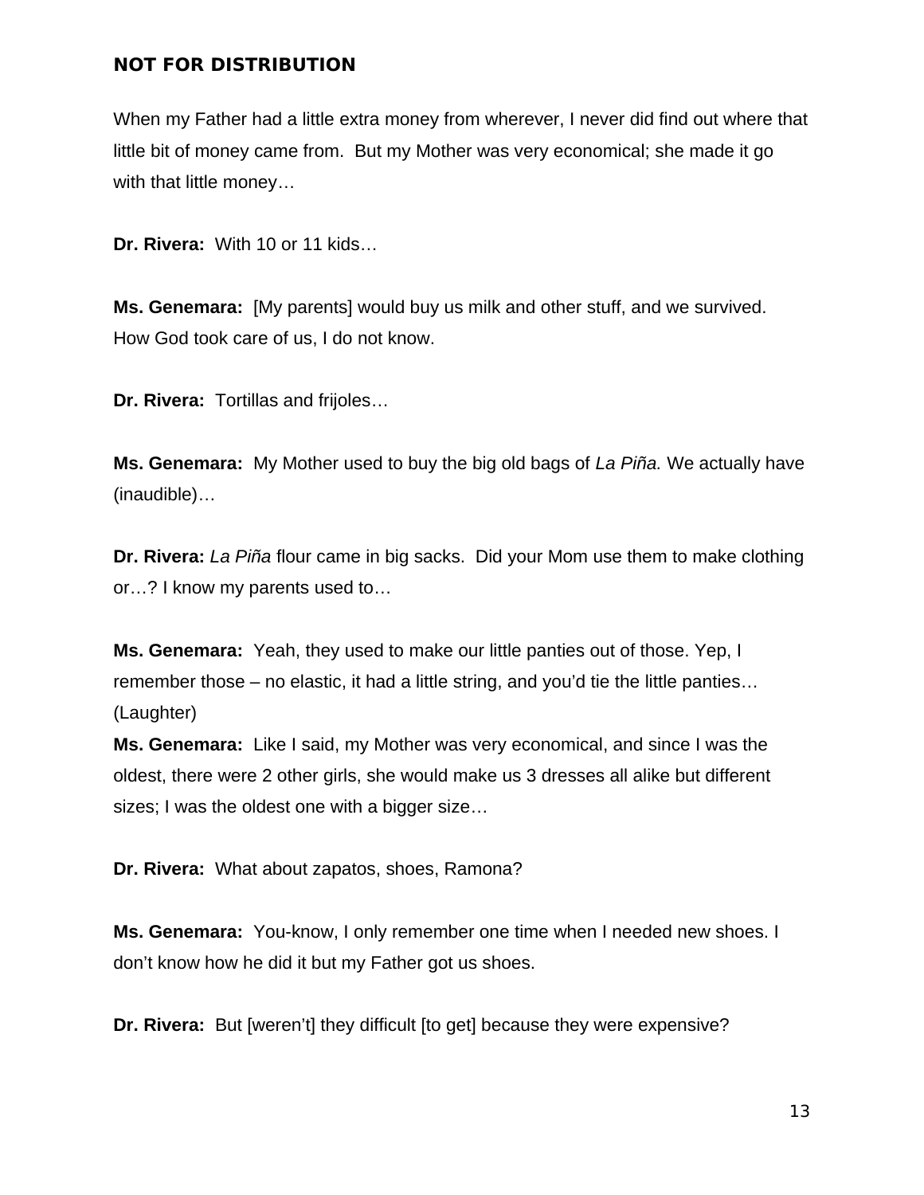When my Father had a little extra money from wherever, I never did find out where that little bit of money came from. But my Mother was very economical; she made it go with that little money…

**Dr. Rivera:** With 10 or 11 kids…

**Ms. Genemara:** [My parents] would buy us milk and other stuff, and we survived. How God took care of us, I do not know.

**Dr. Rivera:** Tortillas and frijoles…

**Ms. Genemara:** My Mother used to buy the big old bags of *La Piña.* We actually have (inaudible)…

**Dr. Rivera:** *La Piña* flour came in big sacks. Did your Mom use them to make clothing or…? I know my parents used to…

**Ms. Genemara:** Yeah, they used to make our little panties out of those. Yep, I remember those – no elastic, it had a little string, and you'd tie the little panties… (Laughter)

**Ms. Genemara:** Like I said, my Mother was very economical, and since I was the oldest, there were 2 other girls, she would make us 3 dresses all alike but different sizes; I was the oldest one with a bigger size…

**Dr. Rivera:** What about zapatos, shoes, Ramona?

**Ms. Genemara:** You-know, I only remember one time when I needed new shoes. I don't know how he did it but my Father got us shoes.

**Dr. Rivera:** But [weren't] they difficult [to get] because they were expensive?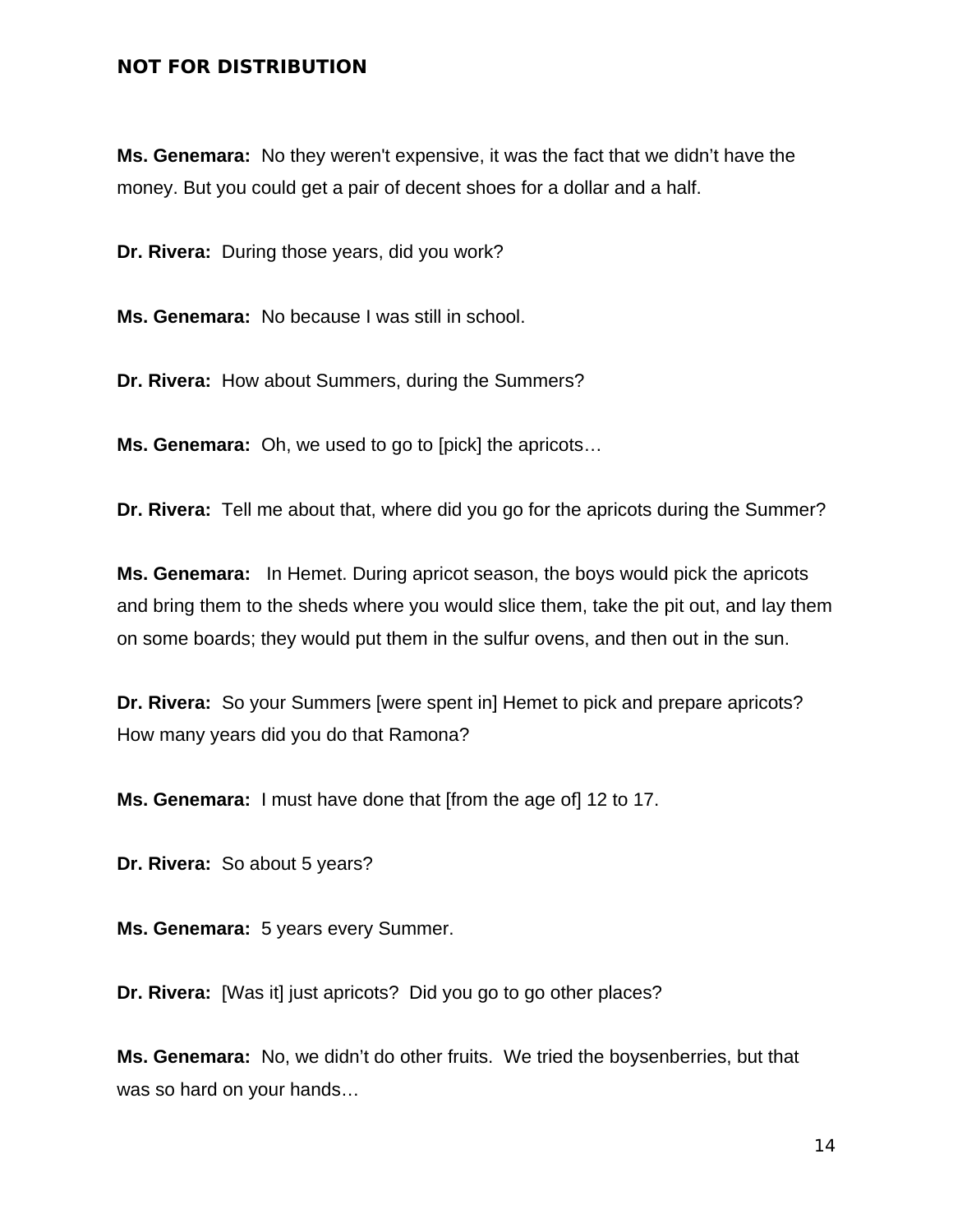**Ms. Genemara:** No they weren't expensive, it was the fact that we didn't have the money. But you could get a pair of decent shoes for a dollar and a half.

**Dr. Rivera:** During those years, did you work?

**Ms. Genemara:** No because I was still in school.

**Dr. Rivera:** How about Summers, during the Summers?

**Ms. Genemara:** Oh, we used to go to [pick] the apricots…

**Dr. Rivera:** Tell me about that, where did you go for the apricots during the Summer?

**Ms. Genemara:** In Hemet. During apricot season, the boys would pick the apricots and bring them to the sheds where you would slice them, take the pit out, and lay them on some boards; they would put them in the sulfur ovens, and then out in the sun.

**Dr. Rivera:** So your Summers [were spent in] Hemet to pick and prepare apricots? How many years did you do that Ramona?

**Ms. Genemara:** I must have done that [from the age of] 12 to 17.

**Dr. Rivera:** So about 5 years?

**Ms. Genemara:** 5 years every Summer.

**Dr. Rivera:** [Was it] just apricots? Did you go to go other places?

**Ms. Genemara:** No, we didn't do other fruits. We tried the boysenberries, but that was so hard on your hands…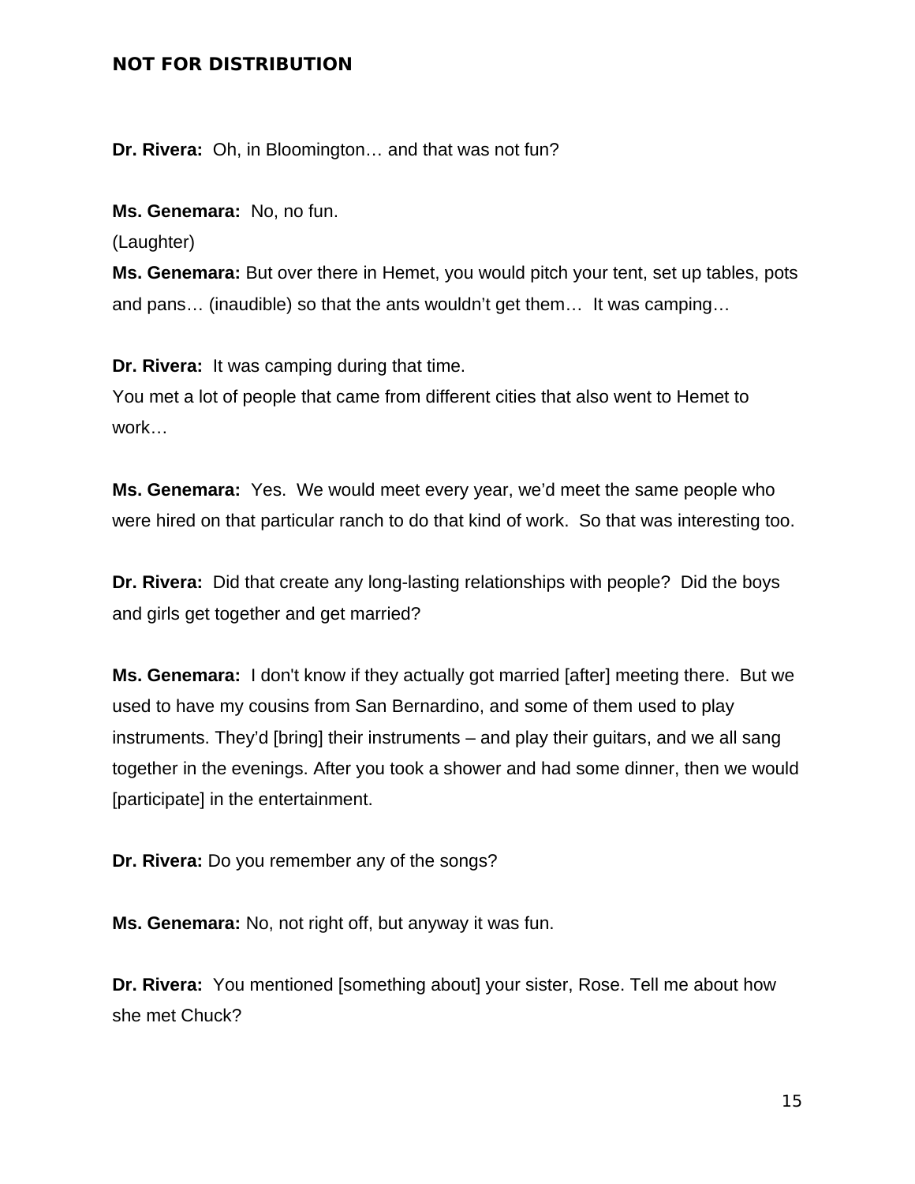**NOT FOR DISTRIBUTION**

**Dr. Rivera:** Oh, in Bloomington… and that was not fun?

**Ms. Genemara:** No, no fun.
(Laughter)
**Ms. Genemara:** But over there in Hemet, you would pitch your tent, set up tables, pots and pans… (inaudible) so that the ants wouldn't get them… It was camping…

**Dr. Rivera:** It was camping during that time.
You met a lot of people that came from different cities that also went to Hemet to work…

**Ms. Genemara:** Yes. We would meet every year, we'd meet the same people who were hired on that particular ranch to do that kind of work. So that was interesting too.

**Dr. Rivera:** Did that create any long-lasting relationships with people? Did the boys and girls get together and get married?

**Ms. Genemara:** I don't know if they actually got married [after] meeting there. But we used to have my cousins from San Bernardino, and some of them used to play instruments. They'd [bring] their instruments – and play their guitars, and we all sang together in the evenings. After you took a shower and had some dinner, then we would [participate] in the entertainment.

**Dr. Rivera:** Do you remember any of the songs?

**Ms. Genemara:** No, not right off, but anyway it was fun.

**Dr. Rivera:** You mentioned [something about] your sister, Rose. Tell me about how she met Chuck?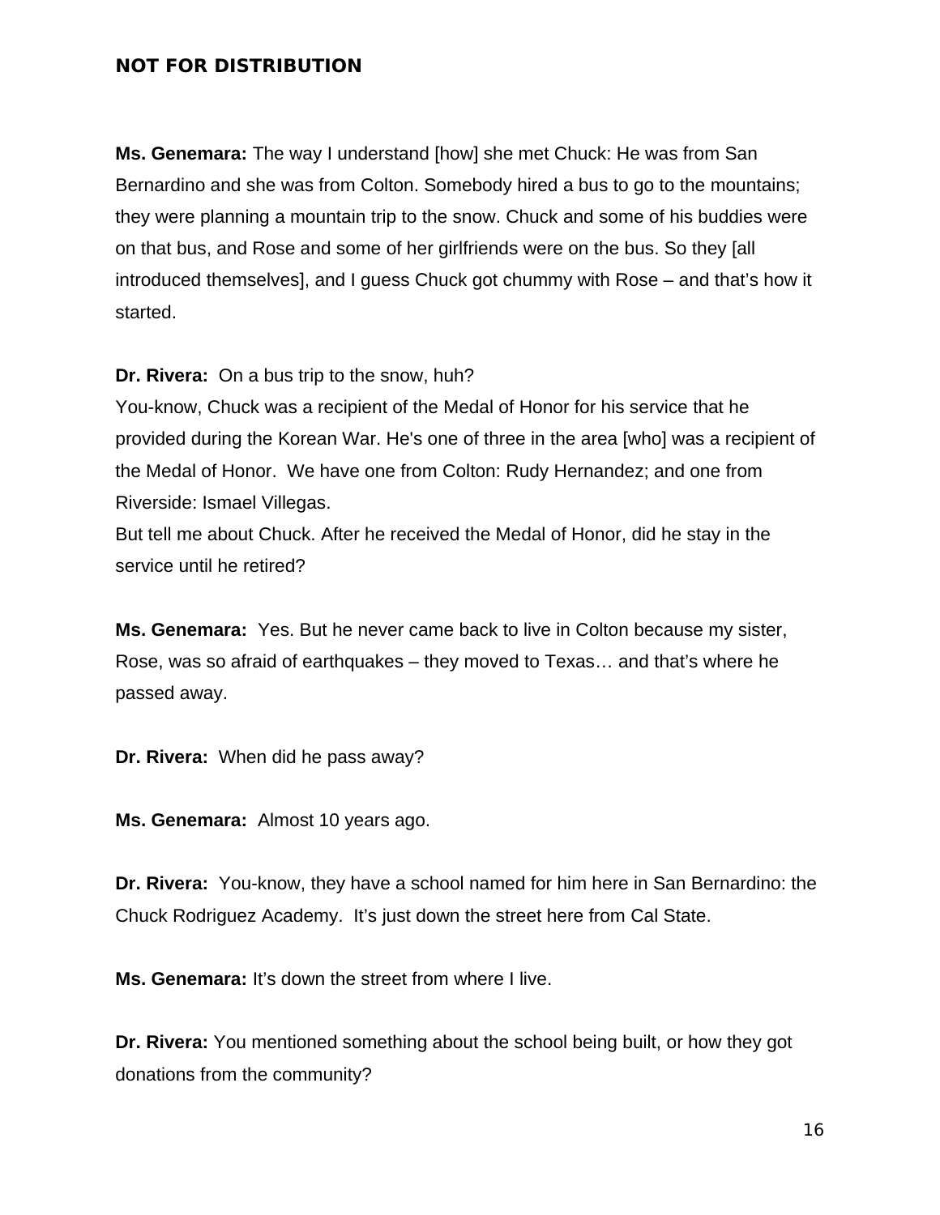**Ms. Genemara:** The way I understand [how] she met Chuck: He was from San Bernardino and she was from Colton. Somebody hired a bus to go to the mountains; they were planning a mountain trip to the snow. Chuck and some of his buddies were on that bus, and Rose and some of her girlfriends were on the bus. So they [all introduced themselves], and I guess Chuck got chummy with Rose – and that's how it started.

**Dr. Rivera:** On a bus trip to the snow, huh?
You-know, Chuck was a recipient of the Medal of Honor for his service that he provided during the Korean War. He's one of three in the area [who] was a recipient of the Medal of Honor. We have one from Colton: Rudy Hernandez; and one from Riverside: Ismael Villegas.
But tell me about Chuck. After he received the Medal of Honor, did he stay in the service until he retired?

**Ms. Genemara:** Yes. But he never came back to live in Colton because my sister, Rose, was so afraid of earthquakes – they moved to Texas… and that's where he passed away.

**Dr. Rivera:** When did he pass away?

**Ms. Genemara:** Almost 10 years ago.

**Dr. Rivera:** You-know, they have a school named for him here in San Bernardino: the Chuck Rodriguez Academy. It's just down the street here from Cal State.

**Ms. Genemara:** It's down the street from where I live.

**Dr. Rivera:** You mentioned something about the school being built, or how they got donations from the community?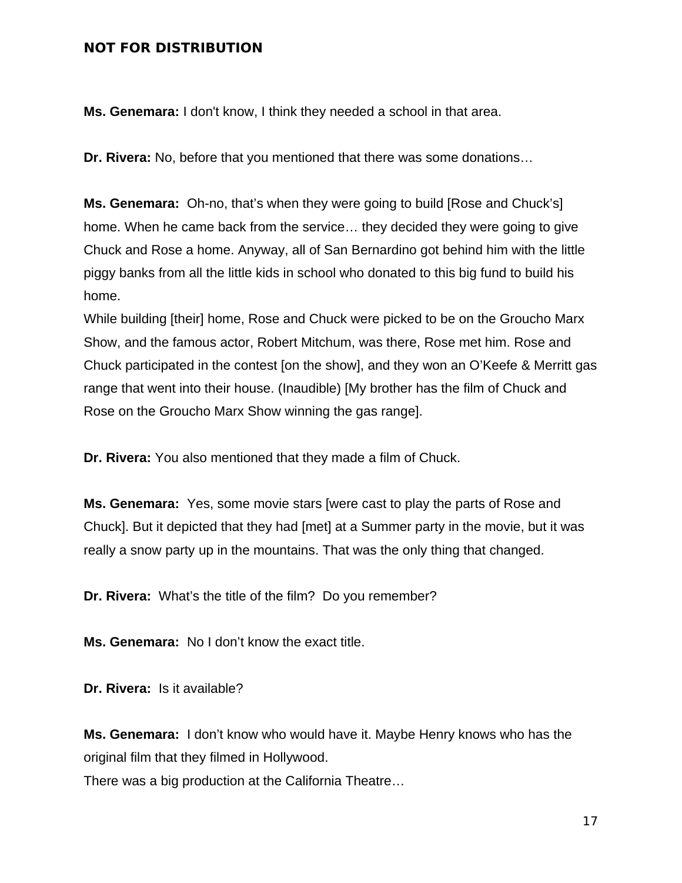**Ms. Genemara:** I don't know, I think they needed a school in that area.

**Dr. Rivera:** No, before that you mentioned that there was some donations…

**Ms. Genemara:** Oh-no, that's when they were going to build [Rose and Chuck's] home. When he came back from the service… they decided they were going to give Chuck and Rose a home. Anyway, all of San Bernardino got behind him with the little piggy banks from all the little kids in school who donated to this big fund to build his home.
While building [their] home, Rose and Chuck were picked to be on the Groucho Marx Show, and the famous actor, Robert Mitchum, was there, Rose met him. Rose and Chuck participated in the contest [on the show], and they won an O'Keefe & Merritt gas range that went into their house. (Inaudible) [My brother has the film of Chuck and Rose on the Groucho Marx Show winning the gas range].

**Dr. Rivera:** You also mentioned that they made a film of Chuck.

**Ms. Genemara:** Yes, some movie stars [were cast to play the parts of Rose and Chuck]. But it depicted that they had [met] at a Summer party in the movie, but it was really a snow party up in the mountains. That was the only thing that changed.

**Dr. Rivera:** What's the title of the film? Do you remember?

**Ms. Genemara:** No I don't know the exact title.

**Dr. Rivera:** Is it available?

**Ms. Genemara:** I don't know who would have it. Maybe Henry knows who has the original film that they filmed in Hollywood.
There was a big production at the California Theatre…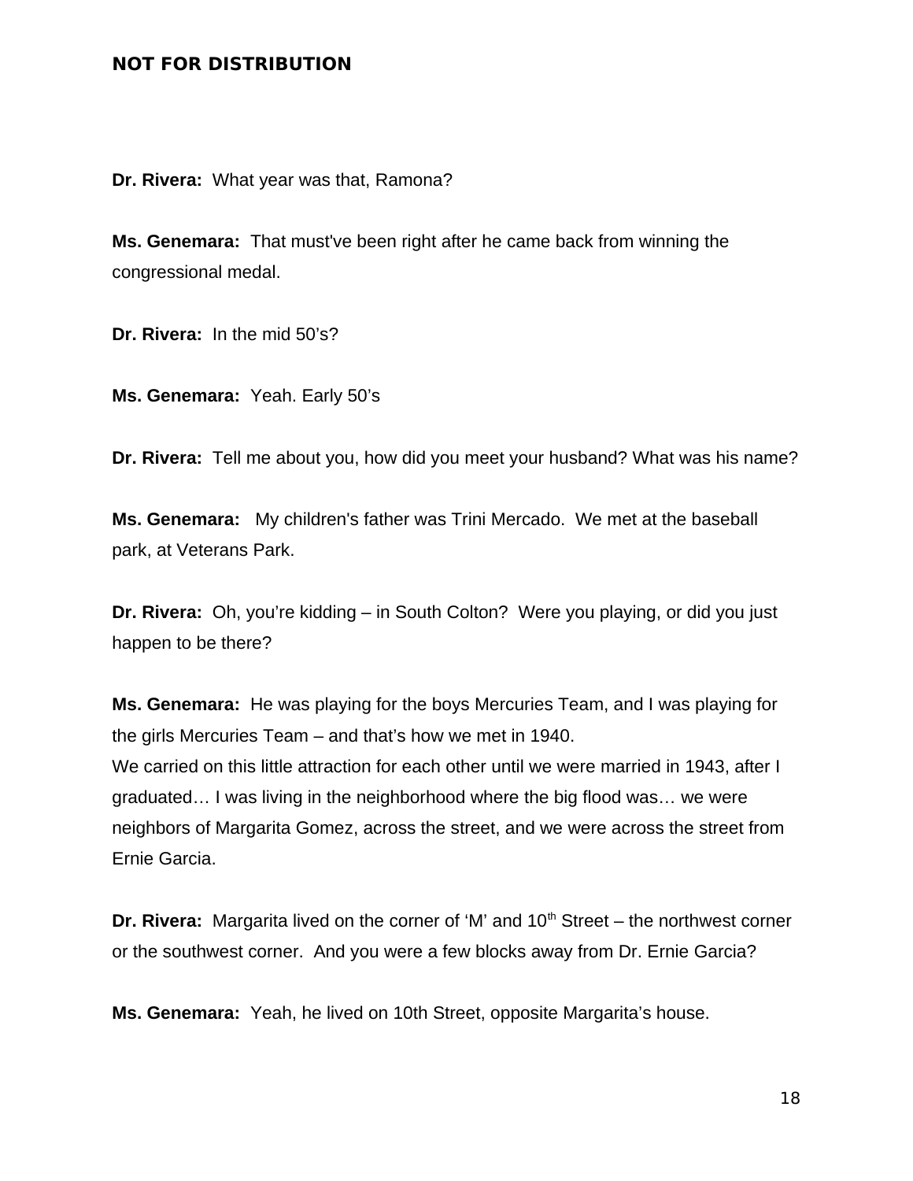**Dr. Rivera:** What year was that, Ramona?

**Ms. Genemara:** That must've been right after he came back from winning the congressional medal.

**Dr. Rivera:** In the mid 50's?

**Ms. Genemara:** Yeah. Early 50's

**Dr. Rivera:** Tell me about you, how did you meet your husband? What was his name?

**Ms. Genemara:** My children's father was Trini Mercado. We met at the baseball park, at Veterans Park.

**Dr. Rivera:** Oh, you're kidding – in South Colton? Were you playing, or did you just happen to be there?

**Ms. Genemara:** He was playing for the boys Mercuries Team, and I was playing for the girls Mercuries Team – and that's how we met in 1940.
We carried on this little attraction for each other until we were married in 1943, after I graduated… I was living in the neighborhood where the big flood was… we were neighbors of Margarita Gomez, across the street, and we were across the street from Ernie Garcia.

**Dr. Rivera:** Margarita lived on the corner of 'M' and 10th Street – the northwest corner or the southwest corner. And you were a few blocks away from Dr. Ernie Garcia?

**Ms. Genemara:** Yeah, he lived on 10th Street, opposite Margarita's house.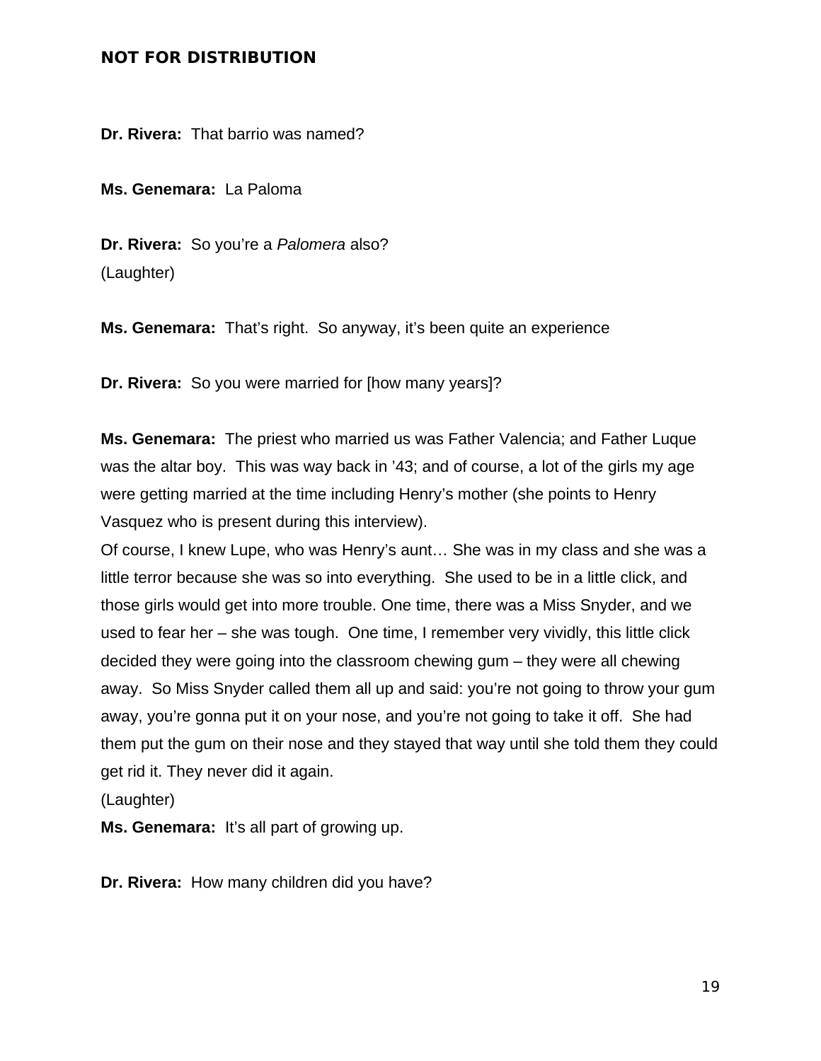**Dr. Rivera:** That barrio was named?

**Ms. Genemara:** La Paloma

**Dr. Rivera:** So you're a *Palomera* also?
(Laughter)

**Ms. Genemara:** That's right. So anyway, it's been quite an experience

**Dr. Rivera:** So you were married for [how many years]?

**Ms. Genemara:** The priest who married us was Father Valencia; and Father Luque was the altar boy. This was way back in '43; and of course, a lot of the girls my age were getting married at the time including Henry's mother (she points to Henry Vasquez who is present during this interview).
Of course, I knew Lupe, who was Henry's aunt… She was in my class and she was a little terror because she was so into everything. She used to be in a little click, and those girls would get into more trouble. One time, there was a Miss Snyder, and we used to fear her – she was tough. One time, I remember very vividly, this little click decided they were going into the classroom chewing gum – they were all chewing away. So Miss Snyder called them all up and said: you're not going to throw your gum away, you're gonna put it on your nose, and you're not going to take it off. She had them put the gum on their nose and they stayed that way until she told them they could get rid it. They never did it again.
(Laughter)
**Ms. Genemara:** It's all part of growing up.

**Dr. Rivera:** How many children did you have?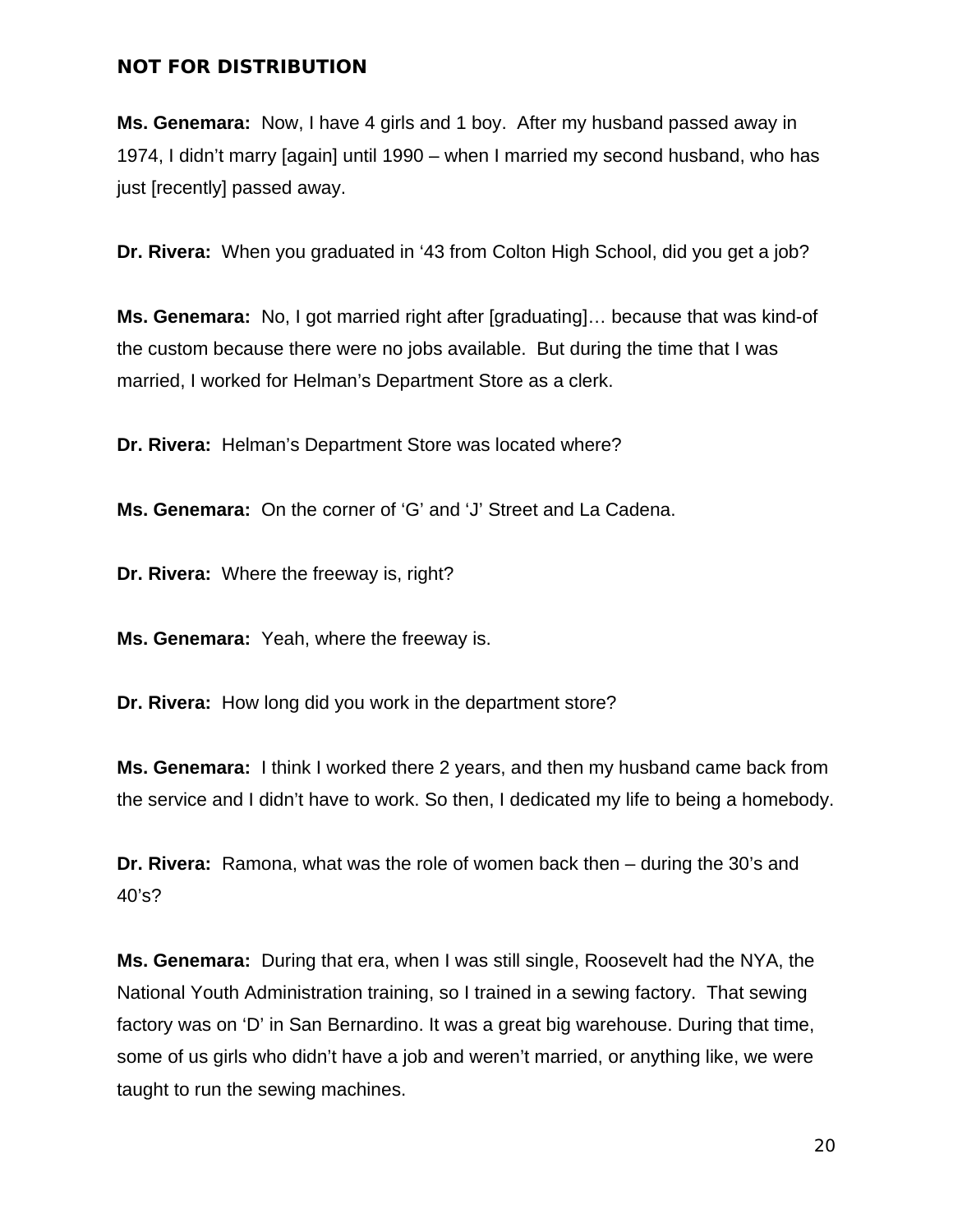**NOT FOR DISTRIBUTION**

**Ms. Genemara:** Now, I have 4 girls and 1 boy. After my husband passed away in 1974, I didn't marry [again] until 1990 – when I married my second husband, who has just [recently] passed away.

**Dr. Rivera:** When you graduated in '43 from Colton High School, did you get a job?

**Ms. Genemara:** No, I got married right after [graduating]… because that was kind-of the custom because there were no jobs available. But during the time that I was married, I worked for Helman's Department Store as a clerk.

**Dr. Rivera:** Helman's Department Store was located where?

**Ms. Genemara:** On the corner of 'G' and 'J' Street and La Cadena.

**Dr. Rivera:** Where the freeway is, right?

**Ms. Genemara:** Yeah, where the freeway is.

**Dr. Rivera:** How long did you work in the department store?

**Ms. Genemara:** I think I worked there 2 years, and then my husband came back from the service and I didn't have to work. So then, I dedicated my life to being a homebody.

**Dr. Rivera:** Ramona, what was the role of women back then – during the 30's and 40's?

**Ms. Genemara:** During that era, when I was still single, Roosevelt had the NYA, the National Youth Administration training, so I trained in a sewing factory. That sewing factory was on 'D' in San Bernardino. It was a great big warehouse. During that time, some of us girls who didn't have a job and weren't married, or anything like, we were taught to run the sewing machines.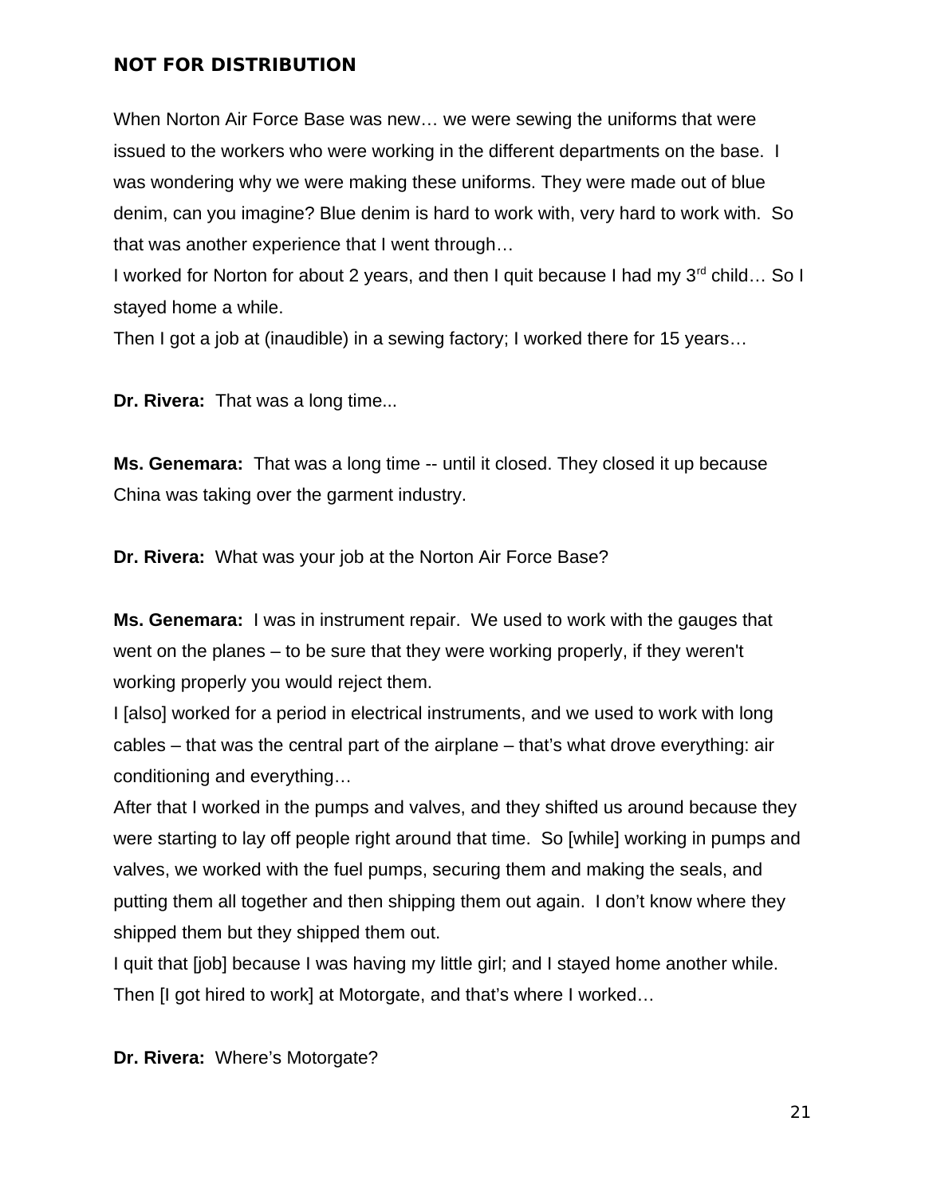**NOT FOR DISTRIBUTION**

When Norton Air Force Base was new… we were sewing the uniforms that were issued to the workers who were working in the different departments on the base. I was wondering why we were making these uniforms. They were made out of blue denim, can you imagine? Blue denim is hard to work with, very hard to work with. So that was another experience that I went through…

I worked for Norton for about 2 years, and then I quit because I had my 3rd child… So I stayed home a while.

Then I got a job at (inaudible) in a sewing factory; I worked there for 15 years…

**Dr. Rivera:** That was a long time...

**Ms. Genemara:** That was a long time -- until it closed. They closed it up because China was taking over the garment industry.

**Dr. Rivera:** What was your job at the Norton Air Force Base?

**Ms. Genemara:** I was in instrument repair. We used to work with the gauges that went on the planes – to be sure that they were working properly, if they weren't working properly you would reject them.

I [also] worked for a period in electrical instruments, and we used to work with long cables – that was the central part of the airplane – that's what drove everything: air conditioning and everything…

After that I worked in the pumps and valves, and they shifted us around because they were starting to lay off people right around that time. So [while] working in pumps and valves, we worked with the fuel pumps, securing them and making the seals, and putting them all together and then shipping them out again. I don't know where they shipped them but they shipped them out.

I quit that [job] because I was having my little girl; and I stayed home another while. Then [I got hired to work] at Motorgate, and that's where I worked…

**Dr. Rivera:** Where's Motorgate?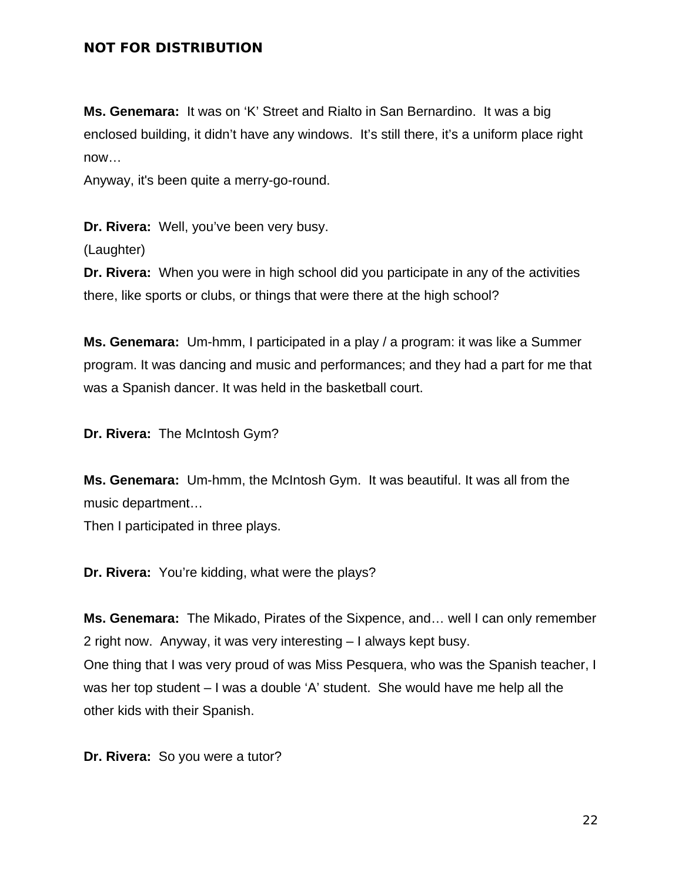**Ms. Genemara:** It was on ‘K’ Street and Rialto in San Bernardino. It was a big enclosed building, it didn’t have any windows. It’s still there, it’s a uniform place right now…
Anyway, it's been quite a merry-go-round.

**Dr. Rivera:** Well, you’ve been very busy.
(Laughter)
**Dr. Rivera:** When you were in high school did you participate in any of the activities there, like sports or clubs, or things that were there at the high school?

**Ms. Genemara:** Um-hmm, I participated in a play / a program: it was like a Summer program. It was dancing and music and performances; and they had a part for me that was a Spanish dancer. It was held in the basketball court.

**Dr. Rivera:** The McIntosh Gym?

**Ms. Genemara:** Um-hmm, the McIntosh Gym. It was beautiful. It was all from the music department…
Then I participated in three plays.

**Dr. Rivera:** You’re kidding, what were the plays?

**Ms. Genemara:** The Mikado, Pirates of the Sixpence, and… well I can only remember 2 right now. Anyway, it was very interesting – I always kept busy.
One thing that I was very proud of was Miss Pesquera, who was the Spanish teacher, I was her top student – I was a double ‘A’ student. She would have me help all the other kids with their Spanish.

**Dr. Rivera:** So you were a tutor?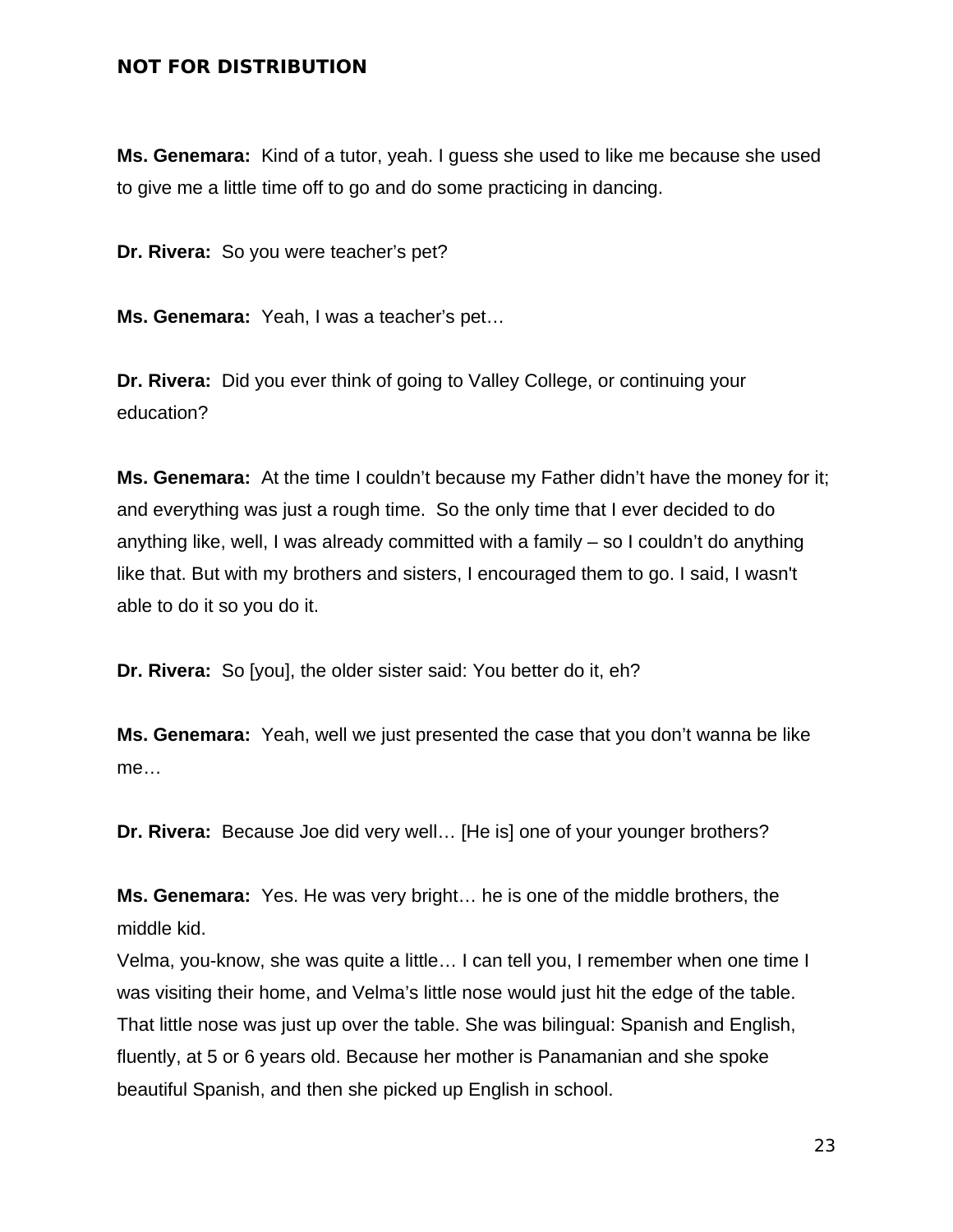**Ms. Genemara:** Kind of a tutor, yeah. I guess she used to like me because she used to give me a little time off to go and do some practicing in dancing.

**Dr. Rivera:** So you were teacher's pet?

**Ms. Genemara:** Yeah, I was a teacher's pet…

**Dr. Rivera:** Did you ever think of going to Valley College, or continuing your education?

**Ms. Genemara:** At the time I couldn't because my Father didn't have the money for it; and everything was just a rough time. So the only time that I ever decided to do anything like, well, I was already committed with a family – so I couldn't do anything like that. But with my brothers and sisters, I encouraged them to go. I said, I wasn't able to do it so you do it.

**Dr. Rivera:** So [you], the older sister said: You better do it, eh?

**Ms. Genemara:** Yeah, well we just presented the case that you don't wanna be like me…

**Dr. Rivera:** Because Joe did very well… [He is] one of your younger brothers?

**Ms. Genemara:** Yes. He was very bright… he is one of the middle brothers, the middle kid.
Velma, you-know, she was quite a little… I can tell you, I remember when one time I was visiting their home, and Velma's little nose would just hit the edge of the table. That little nose was just up over the table. She was bilingual: Spanish and English, fluently, at 5 or 6 years old. Because her mother is Panamanian and she spoke beautiful Spanish, and then she picked up English in school.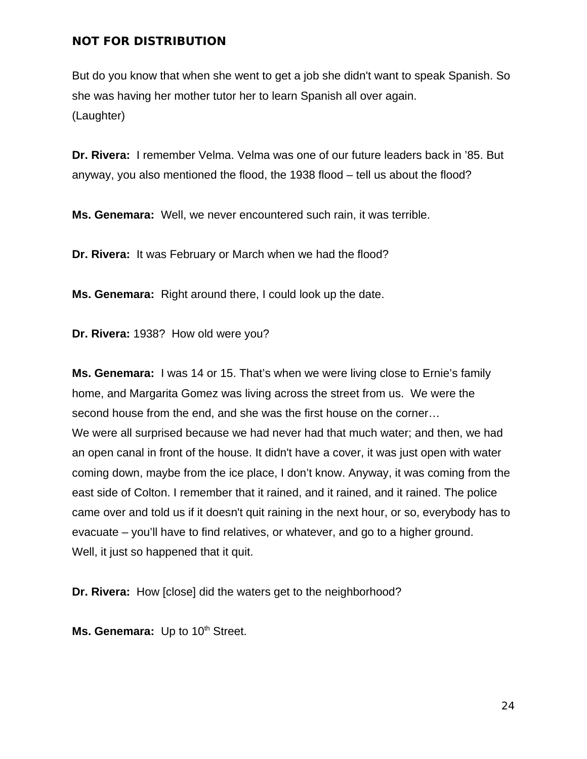**NOT FOR DISTRIBUTION**

But do you know that when she went to get a job she didn't want to speak Spanish. So she was having her mother tutor her to learn Spanish all over again.
(Laughter)

**Dr. Rivera:** I remember Velma. Velma was one of our future leaders back in '85. But anyway, you also mentioned the flood, the 1938 flood – tell us about the flood?

**Ms. Genemara:** Well, we never encountered such rain, it was terrible.

**Dr. Rivera:** It was February or March when we had the flood?

**Ms. Genemara:** Right around there, I could look up the date.

**Dr. Rivera:** 1938? How old were you?

**Ms. Genemara:** I was 14 or 15. That's when we were living close to Ernie's family home, and Margarita Gomez was living across the street from us. We were the second house from the end, and she was the first house on the corner…
We were all surprised because we had never had that much water; and then, we had an open canal in front of the house. It didn't have a cover, it was just open with water coming down, maybe from the ice place, I don't know. Anyway, it was coming from the east side of Colton. I remember that it rained, and it rained, and it rained. The police came over and told us if it doesn't quit raining in the next hour, or so, everybody has to evacuate – you'll have to find relatives, or whatever, and go to a higher ground. Well, it just so happened that it quit.

**Dr. Rivera:** How [close] did the waters get to the neighborhood?

**Ms. Genemara:** Up to 10th Street.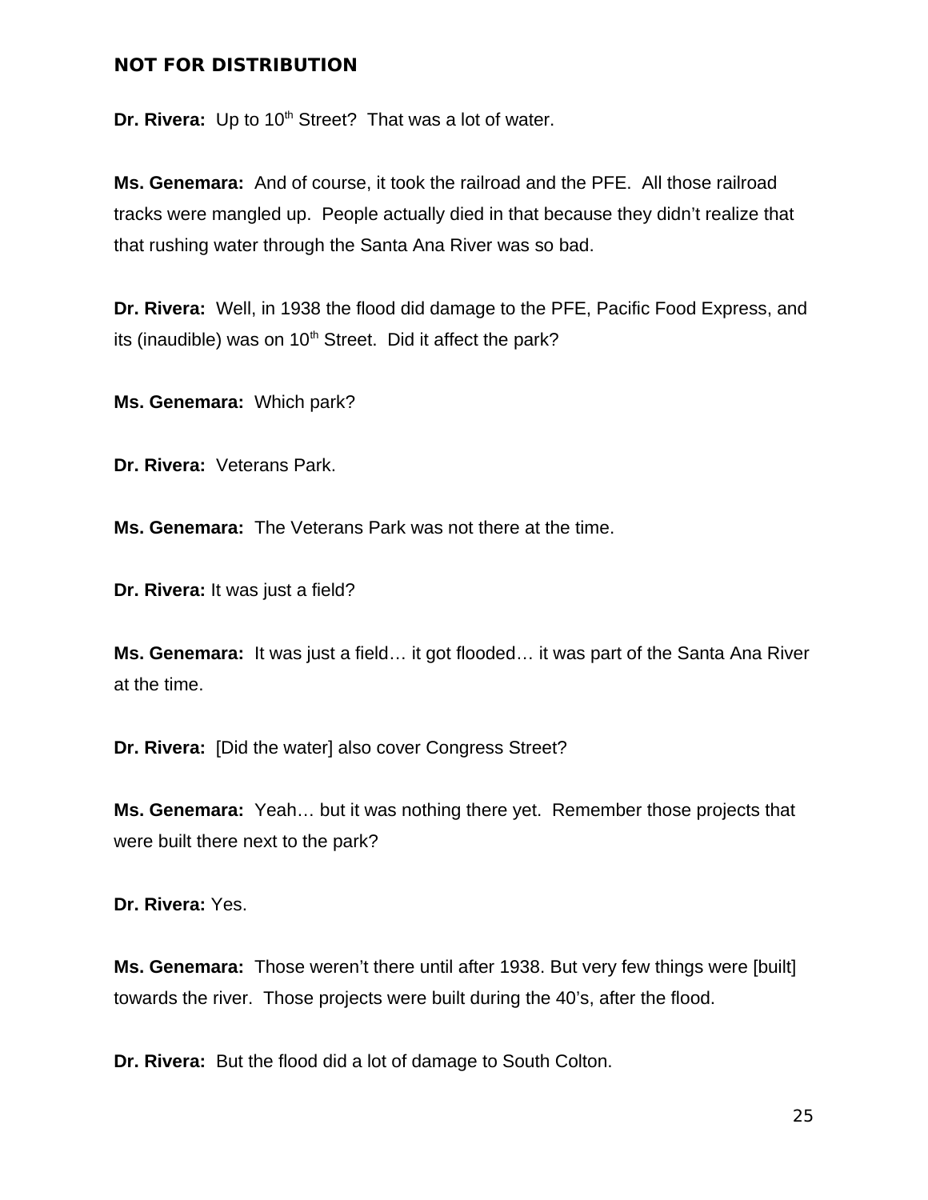**NOT FOR DISTRIBUTION**

**Dr. Rivera:** Up to 10th Street? That was a lot of water.

**Ms. Genemara:** And of course, it took the railroad and the PFE. All those railroad tracks were mangled up. People actually died in that because they didn't realize that that rushing water through the Santa Ana River was so bad.

**Dr. Rivera:** Well, in 1938 the flood did damage to the PFE, Pacific Food Express, and its (inaudible) was on 10th Street. Did it affect the park?

**Ms. Genemara:** Which park?

**Dr. Rivera:** Veterans Park.

**Ms. Genemara:** The Veterans Park was not there at the time.

**Dr. Rivera:** It was just a field?

**Ms. Genemara:** It was just a field… it got flooded… it was part of the Santa Ana River at the time.

**Dr. Rivera:** [Did the water] also cover Congress Street?

**Ms. Genemara:** Yeah… but it was nothing there yet. Remember those projects that were built there next to the park?

**Dr. Rivera:** Yes.

**Ms. Genemara:** Those weren't there until after 1938. But very few things were [built] towards the river. Those projects were built during the 40's, after the flood.

**Dr. Rivera:** But the flood did a lot of damage to South Colton.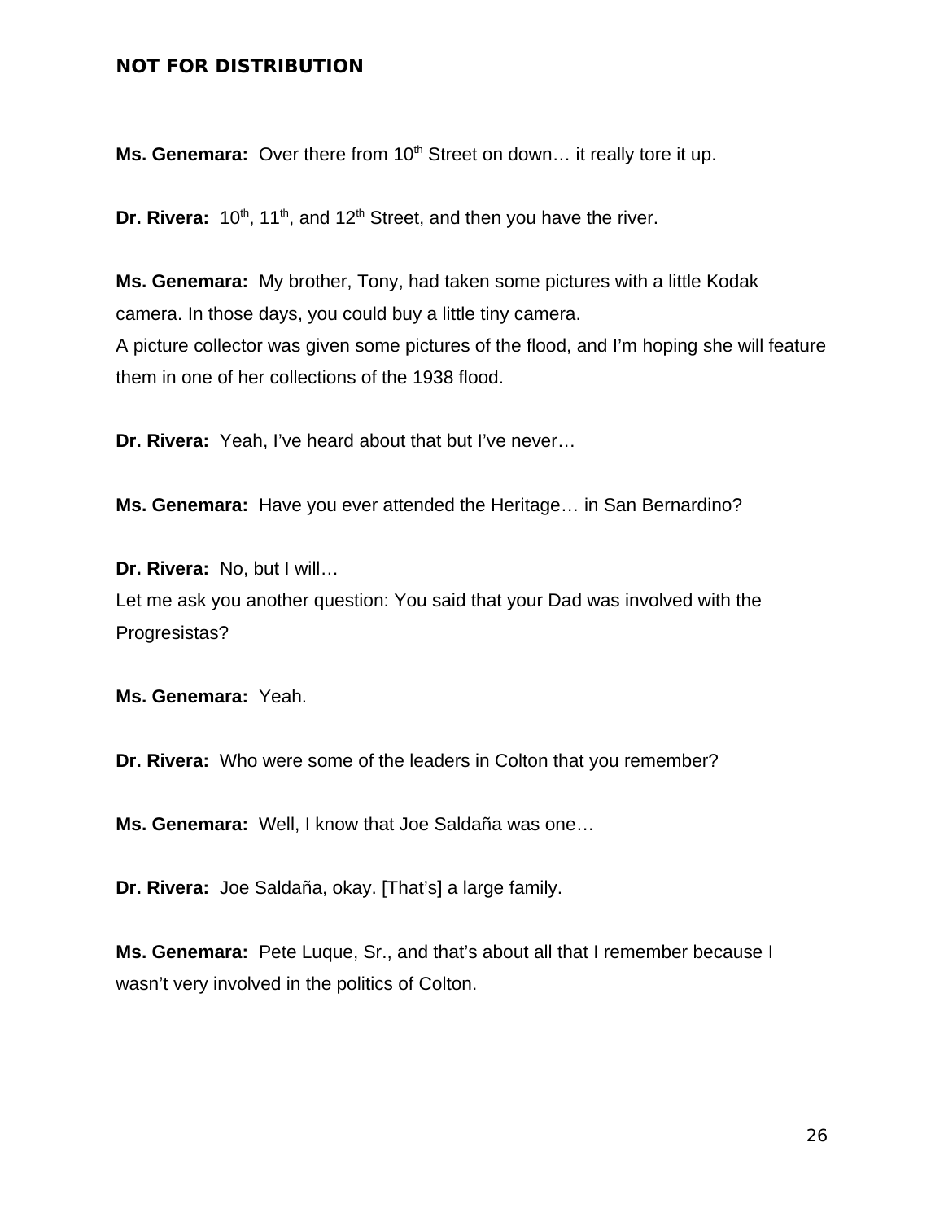**Ms. Genemara:** Over there from 10th Street on down… it really tore it up.

**Dr. Rivera:** 10th, 11th, and 12th Street, and then you have the river.

**Ms. Genemara:** My brother, Tony, had taken some pictures with a little Kodak camera. In those days, you could buy a little tiny camera.
A picture collector was given some pictures of the flood, and I'm hoping she will feature them in one of her collections of the 1938 flood.

**Dr. Rivera:** Yeah, I've heard about that but I've never…

**Ms. Genemara:** Have you ever attended the Heritage… in San Bernardino?

**Dr. Rivera:** No, but I will…
Let me ask you another question: You said that your Dad was involved with the Progresistas?

**Ms. Genemara:** Yeah.

**Dr. Rivera:** Who were some of the leaders in Colton that you remember?

**Ms. Genemara:** Well, I know that Joe Saldaña was one…

**Dr. Rivera:** Joe Saldaña, okay. [That's] a large family.

**Ms. Genemara:** Pete Luque, Sr., and that's about all that I remember because I wasn't very involved in the politics of Colton.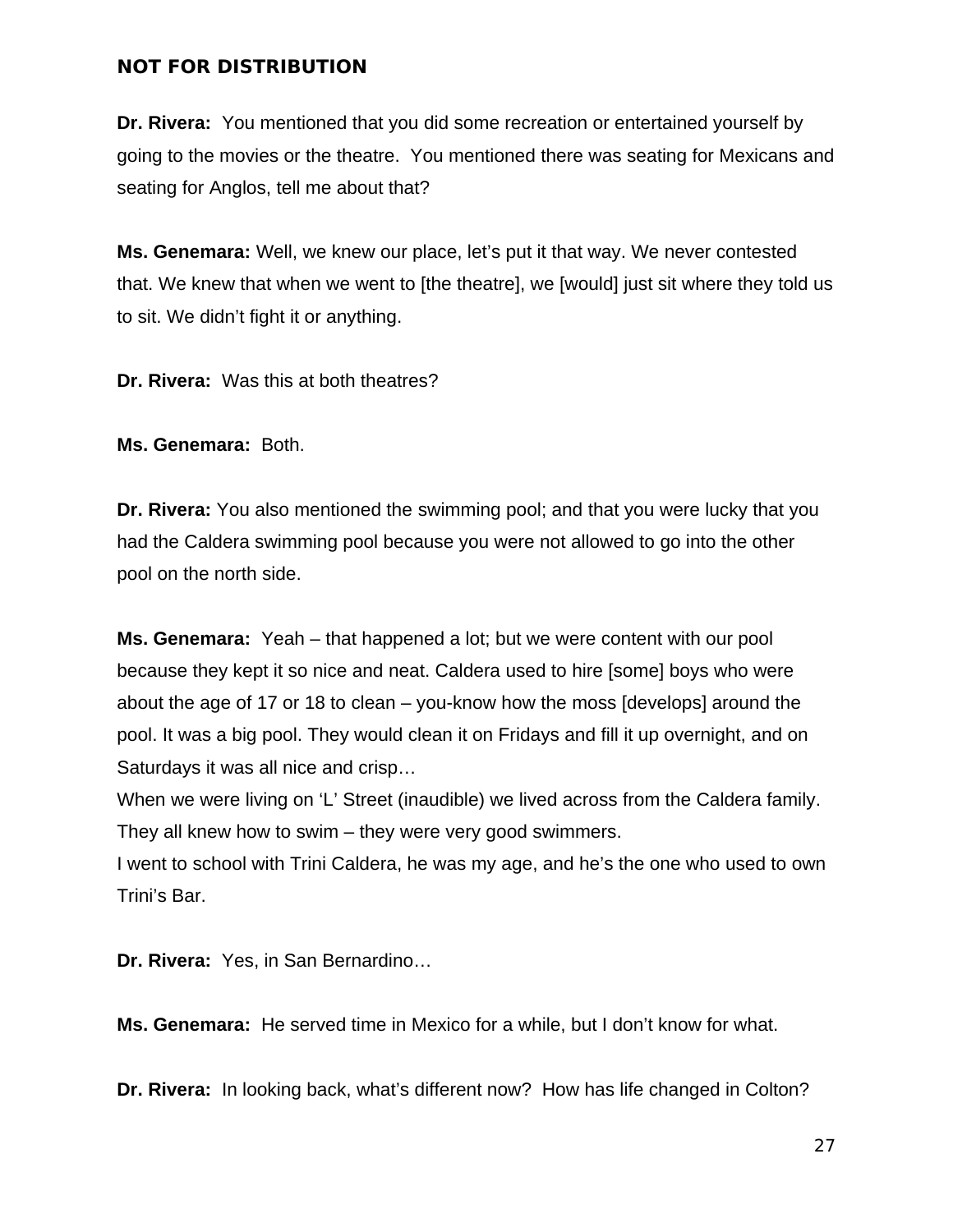**NOT FOR DISTRIBUTION**

**Dr. Rivera:** You mentioned that you did some recreation or entertained yourself by going to the movies or the theatre. You mentioned there was seating for Mexicans and seating for Anglos, tell me about that?

**Ms. Genemara:** Well, we knew our place, let's put it that way. We never contested that. We knew that when we went to [the theatre], we [would] just sit where they told us to sit. We didn't fight it or anything.

**Dr. Rivera:** Was this at both theatres?

**Ms. Genemara:** Both.

**Dr. Rivera:** You also mentioned the swimming pool; and that you were lucky that you had the Caldera swimming pool because you were not allowed to go into the other pool on the north side.

**Ms. Genemara:** Yeah – that happened a lot; but we were content with our pool because they kept it so nice and neat. Caldera used to hire [some] boys who were about the age of 17 or 18 to clean – you-know how the moss [develops] around the pool. It was a big pool. They would clean it on Fridays and fill it up overnight, and on Saturdays it was all nice and crisp…

When we were living on 'L' Street (inaudible) we lived across from the Caldera family. They all knew how to swim – they were very good swimmers.

I went to school with Trini Caldera, he was my age, and he's the one who used to own Trini's Bar.

**Dr. Rivera:** Yes, in San Bernardino…

**Ms. Genemara:** He served time in Mexico for a while, but I don't know for what.

**Dr. Rivera:** In looking back, what's different now? How has life changed in Colton?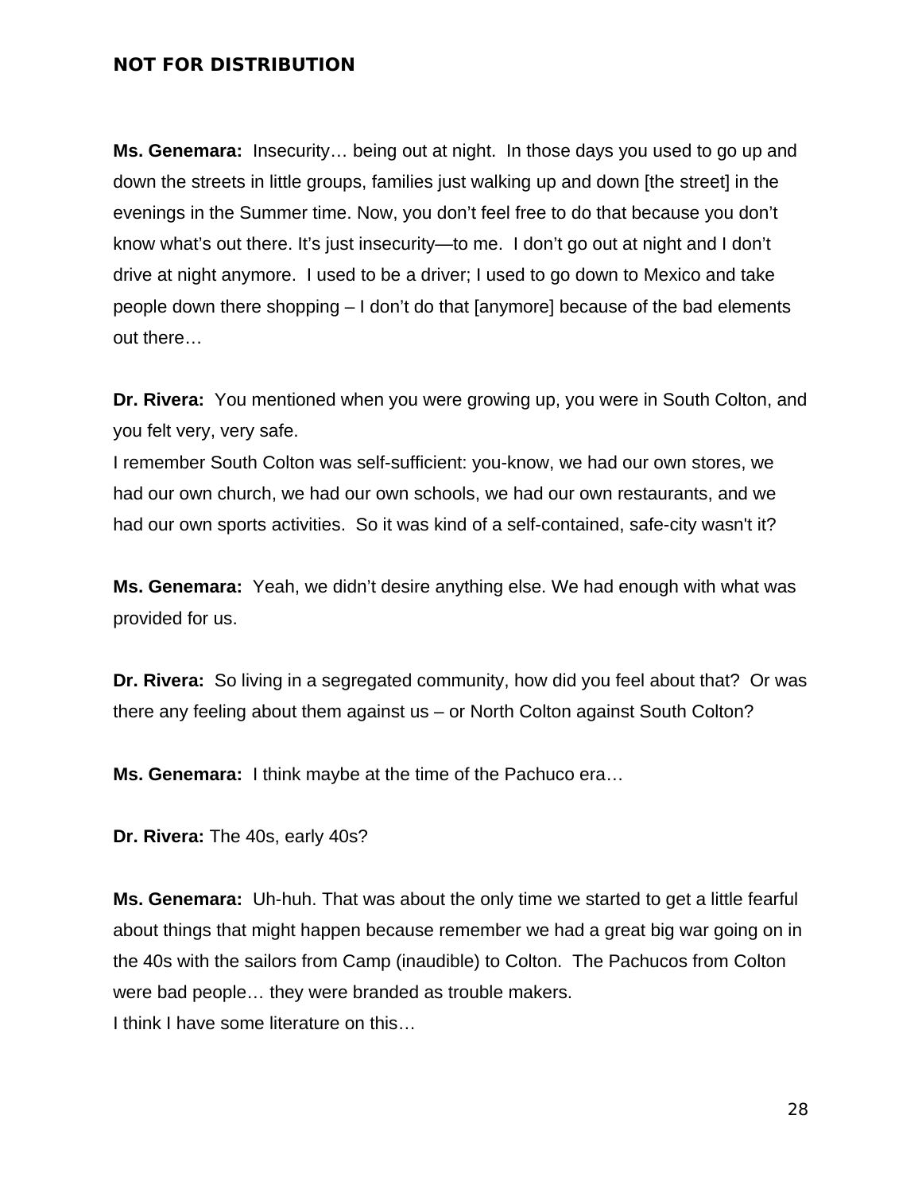**NOT FOR DISTRIBUTION**

**Ms. Genemara:** Insecurity… being out at night. In those days you used to go up and down the streets in little groups, families just walking up and down [the street] in the evenings in the Summer time. Now, you don't feel free to do that because you don't know what's out there. It's just insecurity—to me. I don't go out at night and I don't drive at night anymore. I used to be a driver; I used to go down to Mexico and take people down there shopping – I don't do that [anymore] because of the bad elements out there…

**Dr. Rivera:** You mentioned when you were growing up, you were in South Colton, and you felt very, very safe.
I remember South Colton was self-sufficient: you-know, we had our own stores, we had our own church, we had our own schools, we had our own restaurants, and we had our own sports activities. So it was kind of a self-contained, safe-city wasn't it?

**Ms. Genemara:** Yeah, we didn't desire anything else. We had enough with what was provided for us.

**Dr. Rivera:** So living in a segregated community, how did you feel about that? Or was there any feeling about them against us – or North Colton against South Colton?

**Ms. Genemara:** I think maybe at the time of the Pachuco era…

**Dr. Rivera:** The 40s, early 40s?

**Ms. Genemara:** Uh-huh. That was about the only time we started to get a little fearful about things that might happen because remember we had a great big war going on in the 40s with the sailors from Camp (inaudible) to Colton. The Pachucos from Colton were bad people… they were branded as trouble makers.
I think I have some literature on this…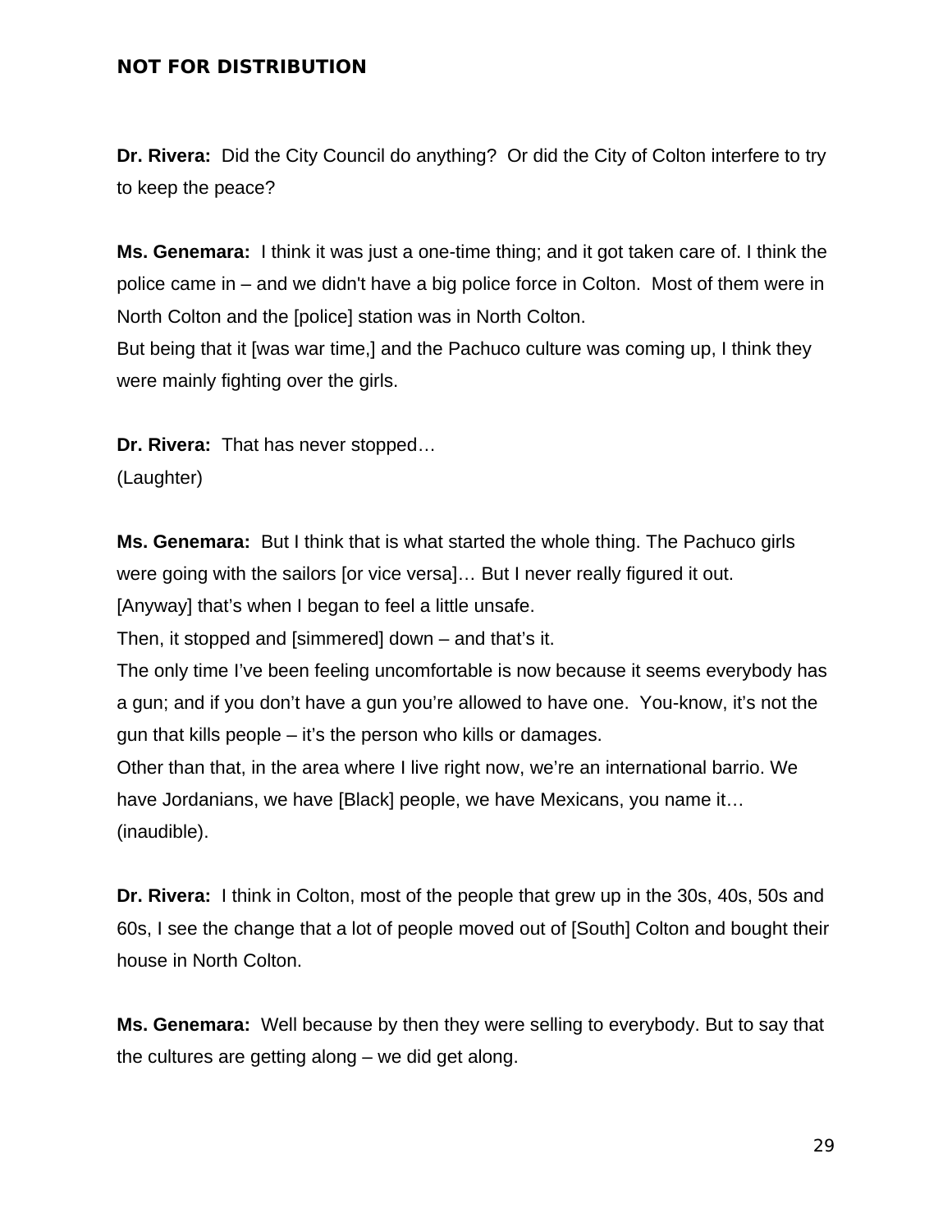**NOT FOR DISTRIBUTION**

**Dr. Rivera:** Did the City Council do anything? Or did the City of Colton interfere to try to keep the peace?

**Ms. Genemara:** I think it was just a one-time thing; and it got taken care of. I think the police came in – and we didn't have a big police force in Colton. Most of them were in North Colton and the [police] station was in North Colton.
But being that it [was war time,] and the Pachuco culture was coming up, I think they were mainly fighting over the girls.

**Dr. Rivera:** That has never stopped…
(Laughter)

**Ms. Genemara:** But I think that is what started the whole thing. The Pachuco girls were going with the sailors [or vice versa]… But I never really figured it out.
[Anyway] that's when I began to feel a little unsafe.
Then, it stopped and [simmered] down – and that's it.
The only time I've been feeling uncomfortable is now because it seems everybody has a gun; and if you don't have a gun you're allowed to have one. You-know, it's not the gun that kills people – it's the person who kills or damages.
Other than that, in the area where I live right now, we're an international barrio. We have Jordanians, we have [Black] people, we have Mexicans, you name it… (inaudible).

**Dr. Rivera:** I think in Colton, most of the people that grew up in the 30s, 40s, 50s and 60s, I see the change that a lot of people moved out of [South] Colton and bought their house in North Colton.

**Ms. Genemara:** Well because by then they were selling to everybody. But to say that the cultures are getting along – we did get along.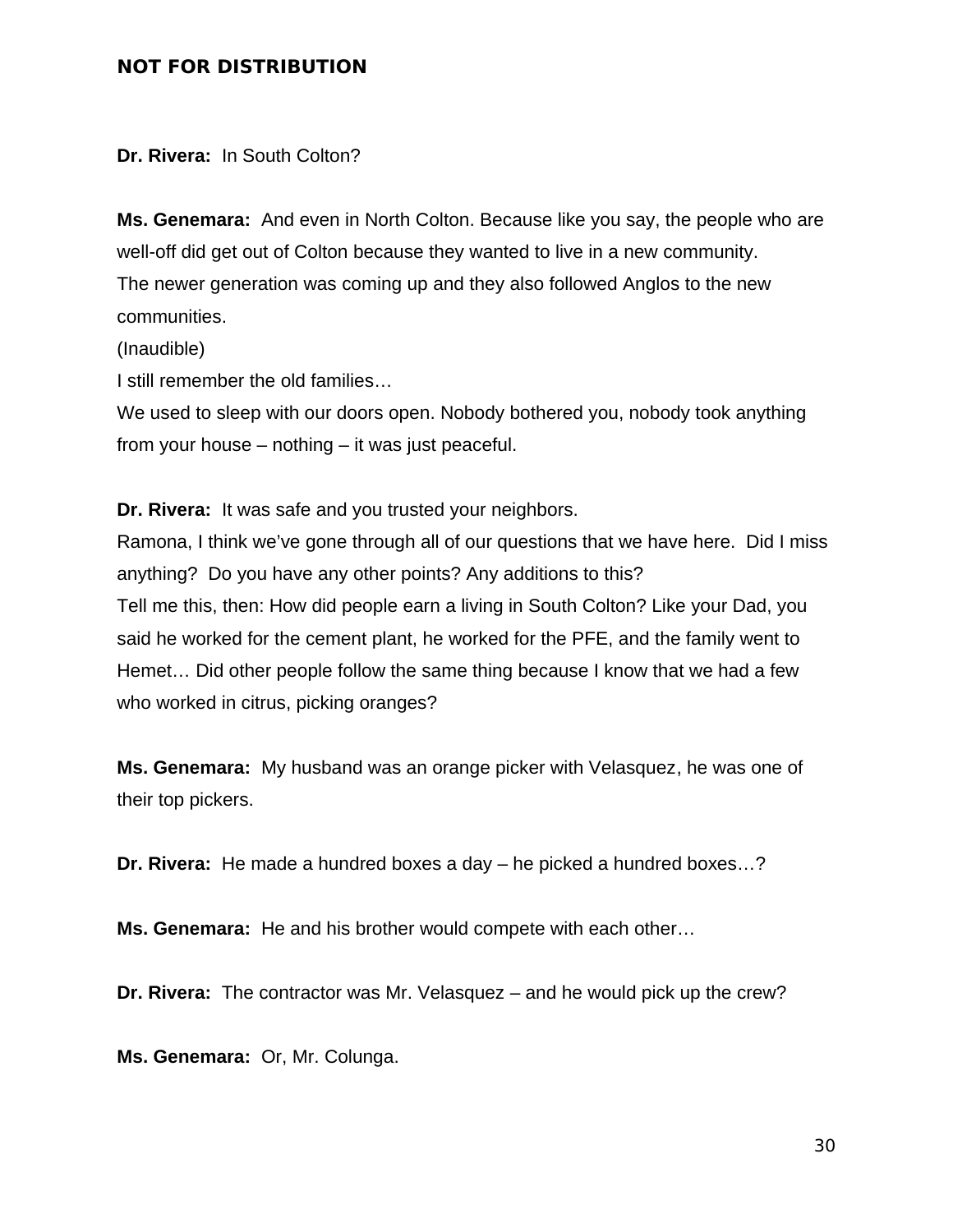**NOT FOR DISTRIBUTION**

**Dr. Rivera:** In South Colton?

**Ms. Genemara:** And even in North Colton. Because like you say, the people who are well-off did get out of Colton because they wanted to live in a new community.
The newer generation was coming up and they also followed Anglos to the new communities.
(Inaudible)
I still remember the old families…
We used to sleep with our doors open. Nobody bothered you, nobody took anything from your house – nothing – it was just peaceful.

**Dr. Rivera:** It was safe and you trusted your neighbors.
Ramona, I think we've gone through all of our questions that we have here. Did I miss anything? Do you have any other points? Any additions to this?
Tell me this, then: How did people earn a living in South Colton? Like your Dad, you said he worked for the cement plant, he worked for the PFE, and the family went to Hemet… Did other people follow the same thing because I know that we had a few who worked in citrus, picking oranges?

**Ms. Genemara:** My husband was an orange picker with Velasquez, he was one of their top pickers.

**Dr. Rivera:** He made a hundred boxes a day – he picked a hundred boxes…?

**Ms. Genemara:** He and his brother would compete with each other…

**Dr. Rivera:** The contractor was Mr. Velasquez – and he would pick up the crew?

**Ms. Genemara:** Or, Mr. Colunga.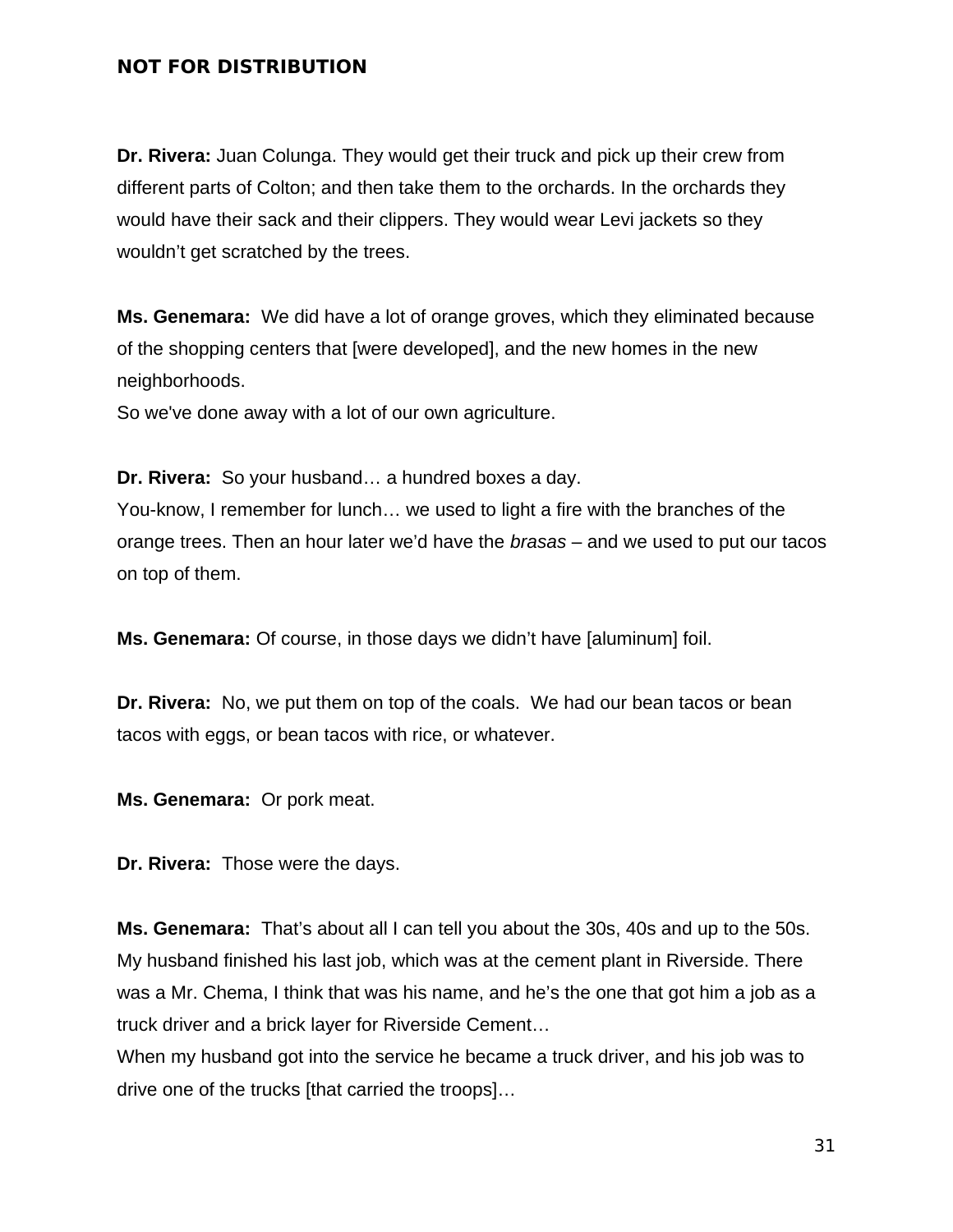**NOT FOR DISTRIBUTION**

**Dr. Rivera:** Juan Colunga. They would get their truck and pick up their crew from different parts of Colton; and then take them to the orchards. In the orchards they would have their sack and their clippers. They would wear Levi jackets so they wouldn't get scratched by the trees.

**Ms. Genemara:** We did have a lot of orange groves, which they eliminated because of the shopping centers that [were developed], and the new homes in the new neighborhoods.
So we've done away with a lot of our own agriculture.

**Dr. Rivera:** So your husband… a hundred boxes a day.
You-know, I remember for lunch… we used to light a fire with the branches of the orange trees. Then an hour later we'd have the *brasas* – and we used to put our tacos on top of them.

**Ms. Genemara:** Of course, in those days we didn't have [aluminum] foil.

**Dr. Rivera:** No, we put them on top of the coals. We had our bean tacos or bean tacos with eggs, or bean tacos with rice, or whatever.

**Ms. Genemara:** Or pork meat.

**Dr. Rivera:** Those were the days.

**Ms. Genemara:** That's about all I can tell you about the 30s, 40s and up to the 50s. My husband finished his last job, which was at the cement plant in Riverside. There was a Mr. Chema, I think that was his name, and he's the one that got him a job as a truck driver and a brick layer for Riverside Cement…
When my husband got into the service he became a truck driver, and his job was to drive one of the trucks [that carried the troops]…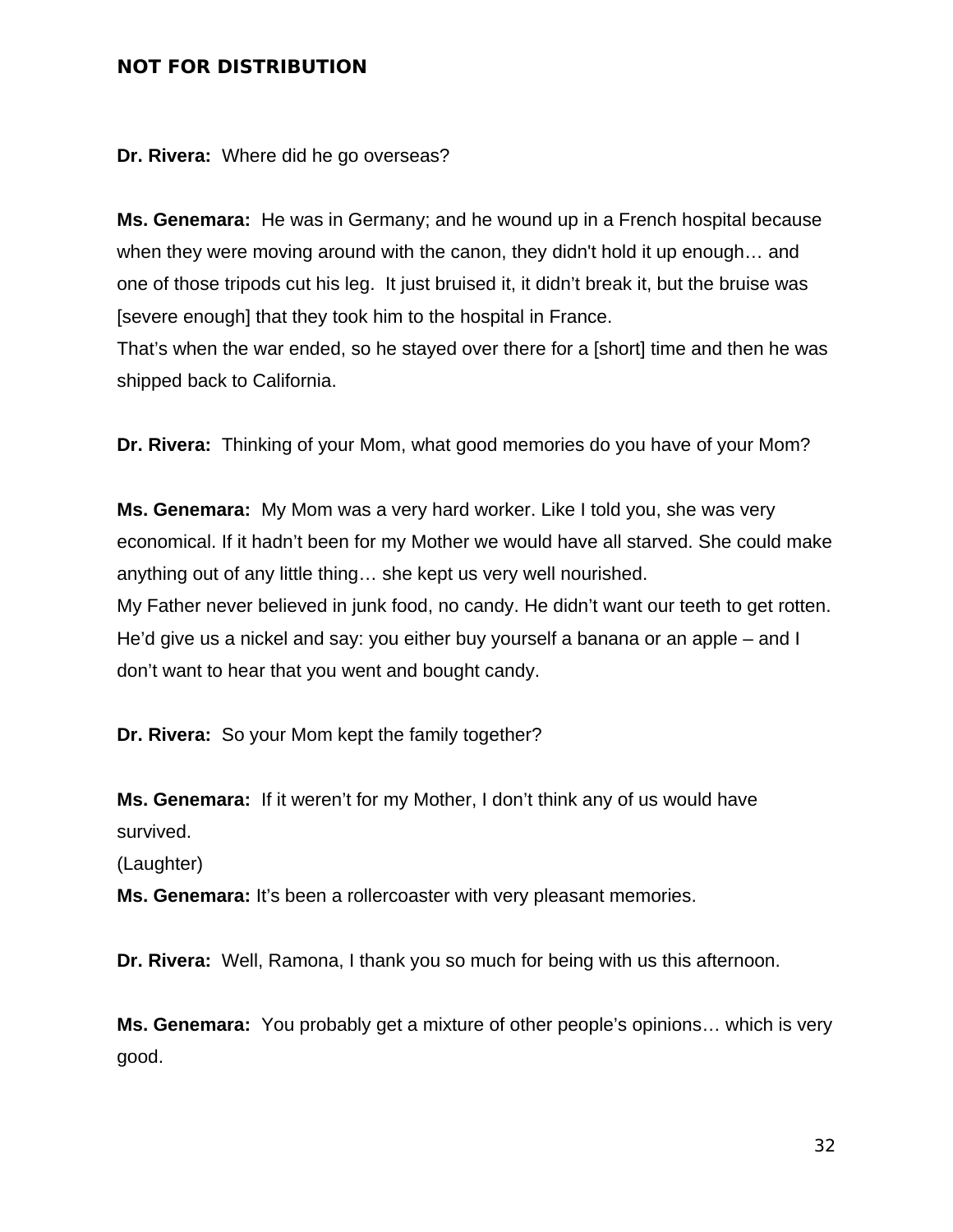**NOT FOR DISTRIBUTION**

**Dr. Rivera:** Where did he go overseas?

**Ms. Genemara:** He was in Germany; and he wound up in a French hospital because when they were moving around with the canon, they didn't hold it up enough… and one of those tripods cut his leg. It just bruised it, it didn't break it, but the bruise was [severe enough] that they took him to the hospital in France.
That's when the war ended, so he stayed over there for a [short] time and then he was shipped back to California.

**Dr. Rivera:** Thinking of your Mom, what good memories do you have of your Mom?

**Ms. Genemara:** My Mom was a very hard worker. Like I told you, she was very economical. If it hadn't been for my Mother we would have all starved. She could make anything out of any little thing… she kept us very well nourished.
My Father never believed in junk food, no candy. He didn't want our teeth to get rotten. He'd give us a nickel and say: you either buy yourself a banana or an apple – and I don't want to hear that you went and bought candy.

**Dr. Rivera:** So your Mom kept the family together?

**Ms. Genemara:** If it weren't for my Mother, I don't think any of us would have survived.
(Laughter)
**Ms. Genemara:** It's been a rollercoaster with very pleasant memories.

**Dr. Rivera:** Well, Ramona, I thank you so much for being with us this afternoon.

**Ms. Genemara:** You probably get a mixture of other people's opinions… which is very good.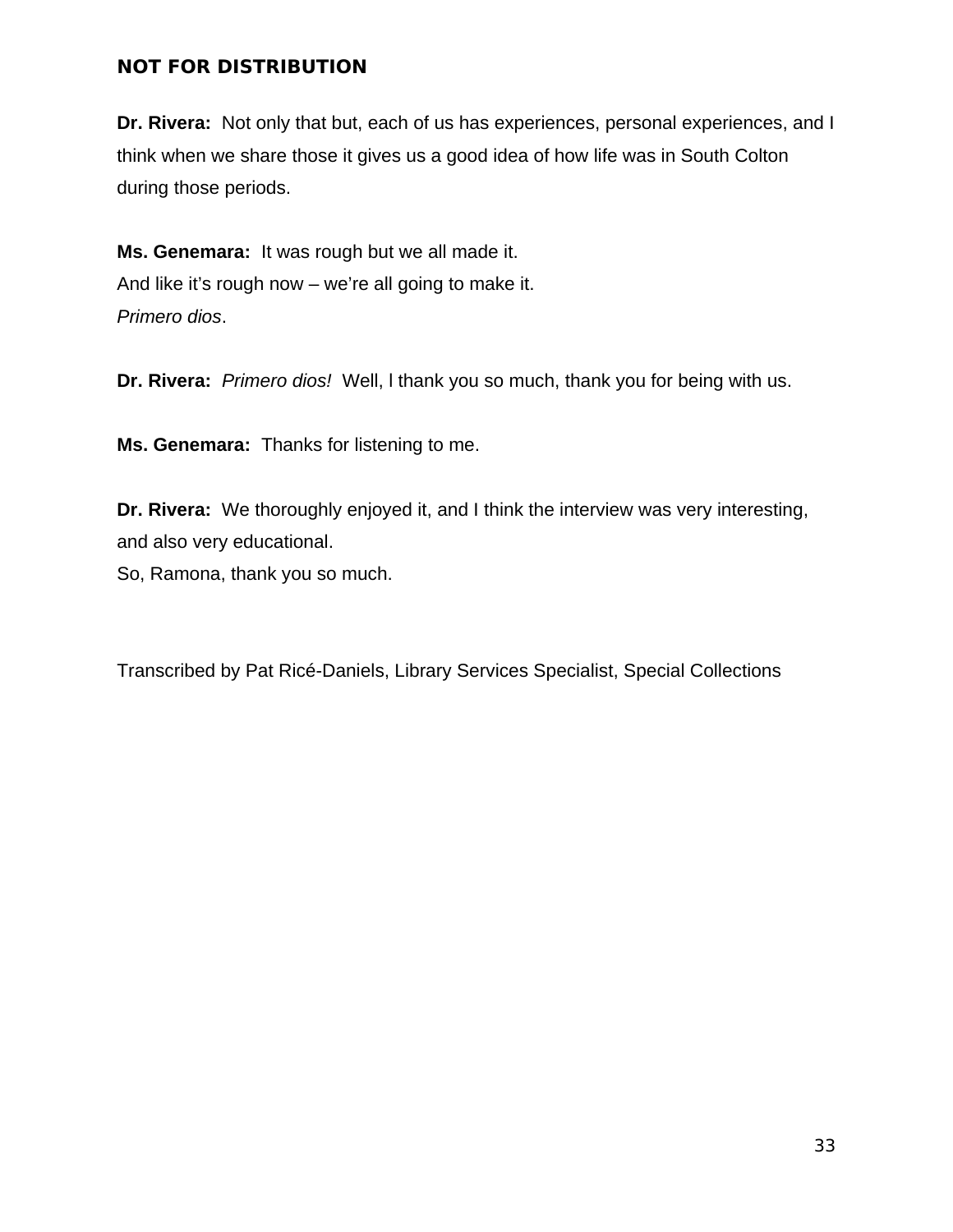**NOT FOR DISTRIBUTION**

**Dr. Rivera:** Not only that but, each of us has experiences, personal experiences, and I think when we share those it gives us a good idea of how life was in South Colton during those periods.

**Ms. Genemara:** It was rough but we all made it.
And like it's rough now – we're all going to make it.
*Primero dios*.

**Dr. Rivera:** *Primero dios!* Well, l thank you so much, thank you for being with us.

**Ms. Genemara:** Thanks for listening to me.

**Dr. Rivera:** We thoroughly enjoyed it, and I think the interview was very interesting, and also very educational.
So, Ramona, thank you so much.

Transcribed by Pat Ricé-Daniels, Library Services Specialist, Special Collections